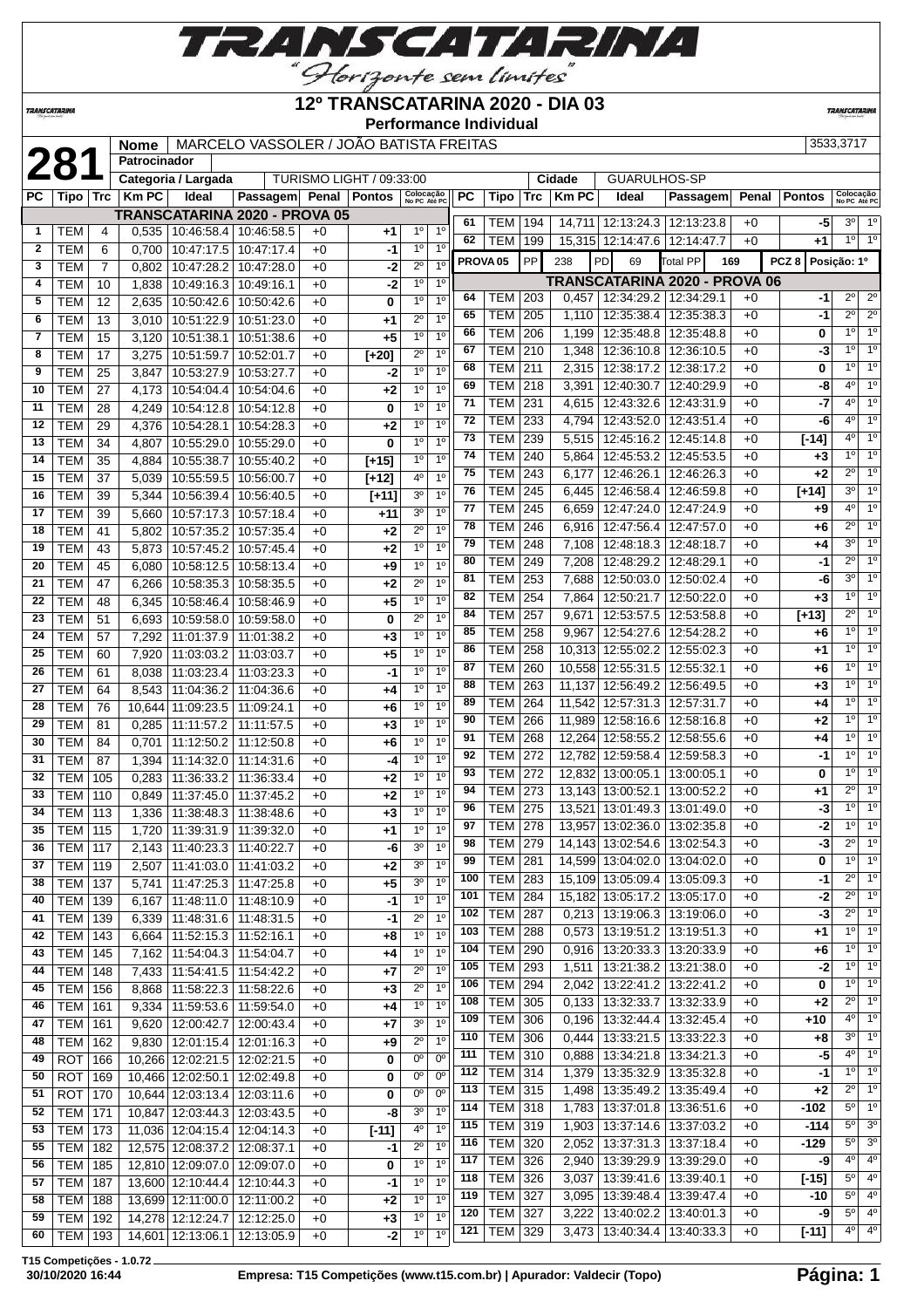# 12º TRANSCATARINA 2020 - DIA 03

**Performance Individual**

**281** | Nome: MARCELO VASSOLER / JOÃO BATISTA FREITAS | 3533,3717

Patrocinador:

Categoria / Largada: TURISMO LIGHT / 09:33:00 | Cidade: GUARULHOS-SP

## TRANSCATARINA 2020 - PROVA 05

| PC | Tipo | Trc | Km PC | Ideal | Passagem | Penal | Pontos | Colocação No PC | Colocação Até PC |
|---|---|---|---|---|---|---|---|---|---|
| 1 | TEM | 4 | 0,535 | 10:46:58.4 | 10:46:58.5 | +0 | +1 | 1º | 1º |
| 2 | TEM | 6 | 0,700 | 10:47:17.5 | 10:47:17.4 | +0 | -1 | 1º | 1º |
| 3 | TEM | 7 | 0,802 | 10:47:28.2 | 10:47:28.0 | +0 | -2 | 2º | 1º |
| 4 | TEM | 10 | 1,838 | 10:49:16.3 | 10:49:16.1 | +0 | -2 | 1º | 1º |
| 5 | TEM | 12 | 2,635 | 10:50:42.6 | 10:50:42.6 | +0 | 0 | 1º | 1º |
| 6 | TEM | 13 | 3,010 | 10:51:22.9 | 10:51:23.0 | +0 | +1 | 2º | 1º |
| 7 | TEM | 15 | 3,120 | 10:51:38.1 | 10:51:38.6 | +0 | +5 | 1º | 1º |
| 8 | TEM | 17 | 3,275 | 10:51:59.7 | 10:52:01.7 | +0 | [+20] | 2º | 1º |
| 9 | TEM | 25 | 3,847 | 10:53:27.9 | 10:53:27.7 | +0 | -2 | 1º | 1º |
| 10 | TEM | 27 | 4,173 | 10:54:04.4 | 10:54:04.6 | +0 | +2 | 1º | 1º |
| 11 | TEM | 28 | 4,249 | 10:54:12.8 | 10:54:12.8 | +0 | 0 | 1º | 1º |
| 12 | TEM | 29 | 4,376 | 10:54:28.1 | 10:54:28.3 | +0 | +2 | 1º | 1º |
| 13 | TEM | 34 | 4,807 | 10:55:29.0 | 10:55:29.0 | +0 | 0 | 1º | 1º |
| 14 | TEM | 35 | 4,884 | 10:55:38.7 | 10:55:40.2 | +0 | [+15] | 1º | 1º |
| 15 | TEM | 37 | 5,039 | 10:55:59.5 | 10:56:00.7 | +0 | [+12] | 4º | 1º |
| 16 | TEM | 39 | 5,344 | 10:56:39.4 | 10:56:40.5 | +0 | [+11] | 3º | 1º |
| 17 | TEM | 39 | 5,660 | 10:57:17.3 | 10:57:18.4 | +0 | +11 | 3º | 1º |
| 18 | TEM | 41 | 5,802 | 10:57:35.2 | 10:57:35.4 | +0 | +2 | 2º | 1º |
| 19 | TEM | 43 | 5,873 | 10:57:45.2 | 10:57:45.4 | +0 | +2 | 1º | 1º |
| 20 | TEM | 45 | 6,080 | 10:58:12.5 | 10:58:13.4 | +0 | +9 | 1º | 1º |
| 21 | TEM | 47 | 6,266 | 10:58:35.3 | 10:58:35.5 | +0 | +2 | 2º | 1º |
| 22 | TEM | 48 | 6,345 | 10:58:46.4 | 10:58:46.9 | +0 | +5 | 1º | 1º |
| 23 | TEM | 51 | 6,693 | 10:59:58.0 | 10:59:58.0 | +0 | 0 | 2º | 1º |
| 24 | TEM | 57 | 7,292 | 11:01:37.9 | 11:01:38.2 | +0 | +3 | 1º | 1º |
| 25 | TEM | 60 | 7,920 | 11:03:03.2 | 11:03:03.7 | +0 | +5 | 1º | 1º |
| 26 | TEM | 61 | 8,038 | 11:03:23.4 | 11:03:23.3 | +0 | -1 | 1º | 1º |
| 27 | TEM | 64 | 8,543 | 11:04:36.2 | 11:04:36.6 | +0 | +4 | 1º | 1º |
| 28 | TEM | 76 | 10,644 | 11:09:23.5 | 11:09:24.1 | +0 | +6 | 1º | 1º |
| 29 | TEM | 81 | 0,285 | 11:11:57.2 | 11:11:57.5 | +0 | +3 | 1º | 1º |
| 30 | TEM | 84 | 0,701 | 11:12:50.2 | 11:12:50.8 | +0 | +6 | 1º | 1º |
| 31 | TEM | 87 | 1,394 | 11:14:32.0 | 11:14:31.6 | +0 | -4 | 1º | 1º |
| 32 | TEM | 105 | 0,283 | 11:36:33.2 | 11:36:33.4 | +0 | +2 | 1º | 1º |
| 33 | TEM | 110 | 0,849 | 11:37:45.0 | 11:37:45.2 | +0 | +2 | 1º | 1º |
| 34 | TEM | 113 | 1,336 | 11:38:48.3 | 11:38:48.6 | +0 | +3 | 1º | 1º |
| 35 | TEM | 115 | 1,720 | 11:39:31.9 | 11:39:32.0 | +0 | +1 | 1º | 1º |
| 36 | TEM | 117 | 2,143 | 11:40:23.3 | 11:40:22.7 | +0 | -6 | 3º | 1º |
| 37 | TEM | 119 | 2,507 | 11:41:03.0 | 11:41:03.2 | +0 | +2 | 3º | 1º |
| 38 | TEM | 137 | 5,741 | 11:47:25.3 | 11:47:25.8 | +0 | +5 | 3º | 1º |
| 40 | TEM | 139 | 6,167 | 11:48:11.0 | 11:48:10.9 | +0 | -1 | 1º | 1º |
| 41 | TEM | 139 | 6,339 | 11:48:31.6 | 11:48:31.5 | +0 | -1 | 2º | 1º |
| 42 | TEM | 143 | 6,664 | 11:52:15.3 | 11:52:16.1 | +0 | +8 | 1º | 1º |
| 43 | TEM | 145 | 7,162 | 11:54:04.3 | 11:54:04.7 | +0 | +4 | 1º | 1º |
| 44 | TEM | 148 | 7,433 | 11:54:41.5 | 11:54:42.2 | +0 | +7 | 2º | 1º |
| 45 | TEM | 156 | 8,868 | 11:58:22.3 | 11:58:22.6 | +0 | +3 | 2º | 1º |
| 46 | TEM | 161 | 9,334 | 11:59:53.6 | 11:59:54.0 | +0 | +4 | 1º | 1º |
| 47 | TEM | 161 | 9,620 | 12:00:42.7 | 12:00:43.4 | +0 | +7 | 3º | 1º |
| 48 | TEM | 162 | 9,830 | 12:01:15.4 | 12:01:16.3 | +0 | +9 | 2º | 1º |
| 49 | ROT | 166 | 10,266 | 12:02:21.5 | 12:02:21.5 | +0 | 0 | 0º | 0º |
| 50 | ROT | 169 | 10,466 | 12:02:50.1 | 12:02:49.8 | +0 | 0 | 0º | 0º |
| 51 | ROT | 170 | 10,644 | 12:03:13.4 | 12:03:11.6 | +0 | 0 | 0º | 0º |
| 52 | TEM | 171 | 10,847 | 12:03:44.3 | 12:03:43.5 | +0 | -8 | 3º | 1º |
| 53 | TEM | 173 | 11,036 | 12:04:15.4 | 12:04:14.3 | +0 | [-11] | 4º | 1º |
| 55 | TEM | 182 | 12,575 | 12:08:37.2 | 12:08:37.1 | +0 | -1 | 2º | 1º |
| 56 | TEM | 185 | 12,810 | 12:09:07.0 | 12:09:07.0 | +0 | 0 | 1º | 1º |
| 57 | TEM | 187 | 13,600 | 12:10:44.4 | 12:10:44.3 | +0 | -1 | 1º | 1º |
| 58 | TEM | 188 | 13,699 | 12:11:00.0 | 12:11:00.2 | +0 | +2 | 1º | 1º |
| 59 | TEM | 192 | 14,278 | 12:12:24.7 | 12:12:25.0 | +0 | +3 | 1º | 1º |
| 60 | TEM | 193 | 14,601 | 12:13:06.1 | 12:13:05.9 | +0 | -2 | 1º | 1º |
| 61 | TEM | 194 | 14,711 | 12:13:24.3 | 12:13:23.8 | +0 | -5 | 3º | 1º |
| 62 | TEM | 199 | 15,315 | 12:14:47.6 | 12:14:47.7 | +0 | +1 | 1º | 1º |

**PROVA 05** | PP 238 | PD 69 | Total PP 169 | PCZ 8 | Posição: 1º

## TRANSCATARINA 2020 - PROVA 06

| PC | Tipo | Trc | Km PC | Ideal | Passagem | Penal | Pontos | Colocação No PC | Colocação Até PC |
|---|---|---|---|---|---|---|---|---|---|
| 64 | TEM | 203 | 0,457 | 12:34:29.2 | 12:34:29.1 | +0 | -1 | 2º | 2º |
| 65 | TEM | 205 | 1,110 | 12:35:38.4 | 12:35:38.3 | +0 | -1 | 2º | 2º |
| 66 | TEM | 206 | 1,199 | 12:35:48.8 | 12:35:48.8 | +0 | 0 | 1º | 1º |
| 67 | TEM | 210 | 1,348 | 12:36:10.8 | 12:36:10.5 | +0 | -3 | 1º | 1º |
| 68 | TEM | 211 | 2,315 | 12:38:17.2 | 12:38:17.2 | +0 | 0 | 1º | 1º |
| 69 | TEM | 218 | 3,391 | 12:40:30.7 | 12:40:29.9 | +0 | -8 | 4º | 1º |
| 71 | TEM | 231 | 4,615 | 12:43:32.6 | 12:43:31.9 | +0 | -7 | 4º | 1º |
| 72 | TEM | 233 | 4,794 | 12:43:52.0 | 12:43:51.4 | +0 | -6 | 4º | 1º |
| 73 | TEM | 239 | 5,515 | 12:45:16.2 | 12:45:14.8 | +0 | [-14] | 4º | 1º |
| 74 | TEM | 240 | 5,864 | 12:45:53.2 | 12:45:53.5 | +0 | +3 | 1º | 1º |
| 75 | TEM | 243 | 6,177 | 12:46:26.1 | 12:46:26.3 | +0 | +2 | 2º | 1º |
| 76 | TEM | 245 | 6,445 | 12:46:58.4 | 12:46:59.8 | +0 | [+14] | 3º | 1º |
| 77 | TEM | 245 | 6,659 | 12:47:24.0 | 12:47:24.9 | +0 | +9 | 4º | 1º |
| 78 | TEM | 246 | 6,916 | 12:47:56.4 | 12:47:57.0 | +0 | +6 | 2º | 1º |
| 79 | TEM | 248 | 7,108 | 12:48:18.3 | 12:48:18.7 | +0 | +4 | 3º | 1º |
| 80 | TEM | 249 | 7,208 | 12:48:29.2 | 12:48:29.1 | +0 | -1 | 2º | 1º |
| 81 | TEM | 253 | 7,688 | 12:50:03.0 | 12:50:02.4 | +0 | -6 | 3º | 1º |
| 82 | TEM | 254 | 7,864 | 12:50:21.7 | 12:50:22.0 | +0 | +3 | 1º | 1º |
| 84 | TEM | 257 | 9,671 | 12:53:57.5 | 12:53:58.8 | +0 | [+13] | 2º | 1º |
| 85 | TEM | 258 | 9,967 | 12:54:27.6 | 12:54:28.2 | +0 | +6 | 1º | 1º |
| 86 | TEM | 258 | 10,313 | 12:55:02.2 | 12:55:02.3 | +0 | +1 | 1º | 1º |
| 87 | TEM | 260 | 10,558 | 12:55:31.5 | 12:55:32.1 | +0 | +6 | 1º | 1º |
| 88 | TEM | 263 | 11,137 | 12:56:49.2 | 12:56:49.5 | +0 | +3 | 1º | 1º |
| 89 | TEM | 264 | 11,542 | 12:57:31.3 | 12:57:31.7 | +0 | +4 | 1º | 1º |
| 90 | TEM | 266 | 11,989 | 12:58:16.6 | 12:58:16.8 | +0 | +2 | 1º | 1º |
| 91 | TEM | 268 | 12,264 | 12:58:55.2 | 12:58:55.6 | +0 | +4 | 1º | 1º |
| 92 | TEM | 272 | 12,782 | 12:59:58.4 | 12:59:58.3 | +0 | -1 | 1º | 1º |
| 93 | TEM | 272 | 12,832 | 13:00:05.1 | 13:00:05.1 | +0 | 0 | 1º | 1º |
| 94 | TEM | 273 | 13,143 | 13:00:52.1 | 13:00:52.2 | +0 | +1 | 2º | 1º |
| 96 | TEM | 275 | 13,521 | 13:01:49.3 | 13:01:49.0 | +0 | -3 | 1º | 1º |
| 97 | TEM | 278 | 13,957 | 13:02:36.0 | 13:02:35.8 | +0 | -2 | 1º | 1º |
| 98 | TEM | 279 | 14,143 | 13:02:54.6 | 13:02:54.3 | +0 | -3 | 2º | 1º |
| 99 | TEM | 281 | 14,599 | 13:04:02.0 | 13:04:02.0 | +0 | 0 | 1º | 1º |
| 100 | TEM | 283 | 15,109 | 13:05:09.4 | 13:05:09.3 | +0 | -1 | 2º | 1º |
| 101 | TEM | 284 | 15,182 | 13:05:17.2 | 13:05:17.0 | +0 | -2 | 2º | 1º |
| 102 | TEM | 287 | 0,213 | 13:19:06.3 | 13:19:06.0 | +0 | -3 | 2º | 1º |
| 103 | TEM | 288 | 0,573 | 13:19:51.2 | 13:19:51.3 | +0 | +1 | 1º | 1º |
| 104 | TEM | 290 | 0,916 | 13:20:33.3 | 13:20:33.9 | +0 | +6 | 1º | 1º |
| 105 | TEM | 293 | 1,511 | 13:21:38.2 | 13:21:38.0 | +0 | -2 | 1º | 1º |
| 106 | TEM | 294 | 2,042 | 13:22:41.2 | 13:22:41.2 | +0 | 0 | 1º | 1º |
| 108 | TEM | 305 | 0,133 | 13:32:33.7 | 13:32:33.9 | +0 | +2 | 2º | 1º |
| 109 | TEM | 306 | 0,196 | 13:32:44.4 | 13:32:45.4 | +0 | +10 | 4º | 1º |
| 110 | TEM | 306 | 0,444 | 13:33:21.5 | 13:33:22.3 | +0 | +8 | 3º | 1º |
| 111 | TEM | 310 | 0,888 | 13:34:21.8 | 13:34:21.3 | +0 | -5 | 4º | 1º |
| 112 | TEM | 314 | 1,379 | 13:35:32.9 | 13:35:32.8 | +0 | -1 | 1º | 1º |
| 113 | TEM | 315 | 1,498 | 13:35:49.2 | 13:35:49.4 | +0 | +2 | 2º | 1º |
| 114 | TEM | 318 | 1,783 | 13:37:01.8 | 13:36:51.6 | +0 | -102 | 5º | 1º |
| 115 | TEM | 319 | 1,903 | 13:37:14.6 | 13:37:03.2 | +0 | -114 | 5º | 3º |
| 116 | TEM | 320 | 2,052 | 13:37:31.3 | 13:37:18.4 | +0 | -129 | 5º | 3º |
| 117 | TEM | 326 | 2,940 | 13:39:29.9 | 13:39:29.0 | +0 | -9 | 4º | 4º |
| 118 | TEM | 326 | 3,037 | 13:39:41.6 | 13:39:40.1 | +0 | [-15] | 5º | 4º |
| 119 | TEM | 327 | 3,095 | 13:39:48.4 | 13:39:47.4 | +0 | -10 | 5º | 4º |
| 120 | TEM | 327 | 3,222 | 13:40:02.2 | 13:40:01.3 | +0 | -9 | 5º | 4º |
| 121 | TEM | 329 | 3,473 | 13:40:34.4 | 13:40:33.3 | +0 | [-11] | 4º | 4º |

T15 Competições - 1.0.72

30/10/2020 16:44 | Empresa: T15 Competições (www.t15.com.br) | Apurador: Valdecir (Topo)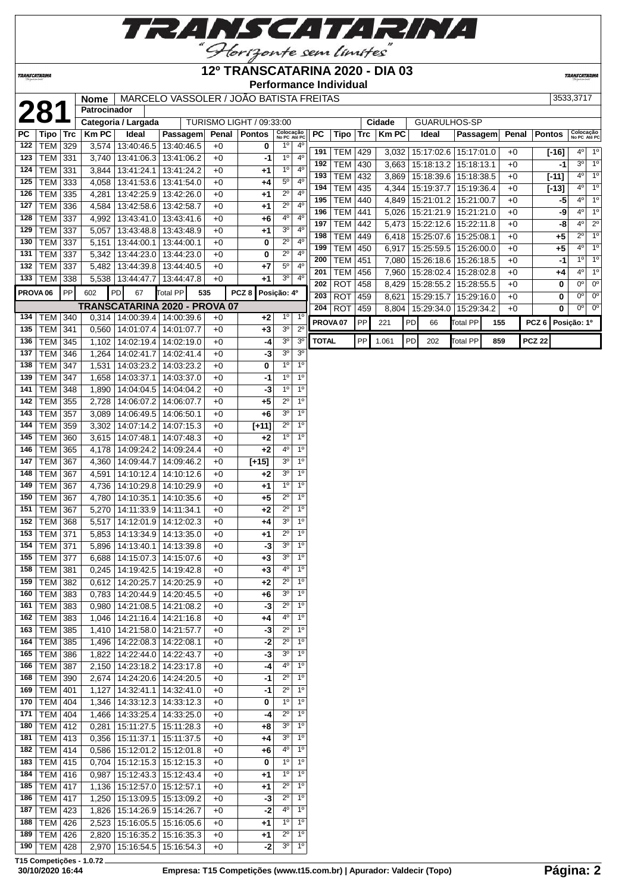# 12º TRANSCATARINA 2020 - DIA 03

**Performance Individual**

| **281** | Nome | MARCELO VASSOLER / JOÃO BATISTA FREITAS | 3533,3717 |
|---|---|---|---|
| | Patrocinador | | |
| | Categoria / Largada | TURISMO LIGHT / 09:33:00 | Cidade: GUARULHOS-SP |

| PC | Tipo | Trc | Km PC | Ideal | Passagem | Penal | Pontos | Colocação No PC | Colocação Até PC |
|---|---|---|---|---|---|---|---|---|---|
| 122 | TEM | 329 | 3,574 | 13:40:46.5 | 13:40:46.5 | +0 | 0 | 1º | 4º |
| 123 | TEM | 331 | 3,740 | 13:41:06.3 | 13:41:06.2 | +0 | -1 | 1º | 4º |
| 124 | TEM | 331 | 3,844 | 13:41:24.1 | 13:41:24.2 | +0 | +1 | 1º | 4º |
| 125 | TEM | 333 | 4,058 | 13:41:53.6 | 13:41:54.0 | +0 | +4 | 5º | 4º |
| 126 | TEM | 335 | 4,281 | 13:42:25.9 | 13:42:26.0 | +0 | +1 | 2º | 4º |
| 127 | TEM | 336 | 4,584 | 13:42:58.6 | 13:42:58.7 | +0 | +1 | 2º | 4º |
| 128 | TEM | 337 | 4,992 | 13:43:41.0 | 13:43:41.6 | +0 | +6 | 4º | 4º |
| 129 | TEM | 337 | 5,057 | 13:43:48.8 | 13:43:48.9 | +0 | +1 | 3º | 4º |
| 130 | TEM | 337 | 5,151 | 13:44:00.1 | 13:44:00.1 | +0 | 0 | 2º | 4º |
| 131 | TEM | 337 | 5,342 | 13:44:23.0 | 13:44:23.0 | +0 | 0 | 2º | 4º |
| 132 | TEM | 337 | 5,482 | 13:44:39.8 | 13:44:40.5 | +0 | +7 | 5º | 4º |
| 133 | TEM | 338 | 5,538 | 13:44:47.7 | 13:44:47.8 | +0 | +1 | 3º | 4º |
| PROVA 06 | PP | 602 | PD | 67 | Total PP | 535 | PCZ 8 | Posição: 4º | |
| **TRANSCATARINA 2020 - PROVA 07** | | | | | | | | | |
| 134 | TEM | 340 | 0,314 | 14:00:39.4 | 14:00:39.6 | +0 | +2 | 1º | 1º |
| 135 | TEM | 341 | 0,560 | 14:01:07.4 | 14:01:07.7 | +0 | +3 | 3º | 2º |
| 136 | TEM | 345 | 1,102 | 14:02:19.4 | 14:02:19.0 | +0 | -4 | 3º | 3º |
| 137 | TEM | 346 | 1,264 | 14:02:41.7 | 14:02:41.4 | +0 | -3 | 3º | 3º |
| 138 | TEM | 347 | 1,531 | 14:03:23.2 | 14:03:23.2 | +0 | 0 | 1º | 1º |
| 139 | TEM | 347 | 1,658 | 14:03:37.1 | 14:03:37.0 | +0 | -1 | 1º | 1º |
| 141 | TEM | 348 | 1,890 | 14:04:04.5 | 14:04:04.2 | +0 | -3 | 1º | 1º |
| 142 | TEM | 355 | 2,728 | 14:06:07.2 | 14:06:07.7 | +0 | +5 | 2º | 1º |
| 143 | TEM | 357 | 3,089 | 14:06:49.5 | 14:06:50.1 | +0 | +6 | 3º | 1º |
| 144 | TEM | 359 | 3,302 | 14:07:14.2 | 14:07:15.3 | +0 | [+11] | 2º | 1º |
| 145 | TEM | 360 | 3,615 | 14:07:48.1 | 14:07:48.3 | +0 | +2 | 1º | 1º |
| 146 | TEM | 365 | 4,178 | 14:09:24.2 | 14:09:24.4 | +0 | +2 | 4º | 1º |
| 147 | TEM | 367 | 4,360 | 14:09:44.7 | 14:09:46.2 | +0 | [+15] | 3º | 1º |
| 148 | TEM | 367 | 4,591 | 14:10:12.4 | 14:10:12.6 | +0 | +2 | 3º | 1º |
| 149 | TEM | 367 | 4,736 | 14:10:29.8 | 14:10:29.9 | +0 | +1 | 1º | 1º |
| 150 | TEM | 367 | 4,780 | 14:10:35.1 | 14:10:35.6 | +0 | +5 | 2º | 1º |
| 151 | TEM | 367 | 5,270 | 14:11:33.9 | 14:11:34.1 | +0 | +2 | 2º | 1º |
| 152 | TEM | 368 | 5,517 | 14:12:01.9 | 14:12:02.3 | +0 | +4 | 3º | 1º |
| 153 | TEM | 371 | 5,853 | 14:13:34.9 | 14:13:35.0 | +0 | +1 | 2º | 1º |
| 154 | TEM | 371 | 5,896 | 14:13:40.1 | 14:13:39.8 | +0 | -3 | 3º | 1º |
| 155 | TEM | 377 | 6,688 | 14:15:07.3 | 14:15:07.6 | +0 | +3 | 3º | 1º |
| 158 | TEM | 381 | 0,245 | 14:19:42.5 | 14:19:42.8 | +0 | +3 | 4º | 1º |
| 159 | TEM | 382 | 0,612 | 14:20:25.7 | 14:20:25.9 | +0 | +2 | 2º | 1º |
| 160 | TEM | 383 | 0,783 | 14:20:44.9 | 14:20:45.5 | +0 | +6 | 3º | 1º |
| 161 | TEM | 383 | 0,980 | 14:21:08.5 | 14:21:08.2 | +0 | -3 | 2º | 1º |
| 162 | TEM | 383 | 1,046 | 14:21:16.4 | 14:21:16.8 | +0 | +4 | 4º | 1º |
| 163 | TEM | 385 | 1,410 | 14:21:58.0 | 14:21:57.7 | +0 | -3 | 2º | 1º |
| 164 | TEM | 385 | 1,496 | 14:22:08.3 | 14:22:08.1 | +0 | -2 | 2º | 1º |
| 165 | TEM | 386 | 1,822 | 14:22:44.0 | 14:22:43.7 | +0 | -3 | 3º | 1º |
| 166 | TEM | 387 | 2,150 | 14:23:18.2 | 14:23:17.8 | +0 | -4 | 4º | 1º |
| 168 | TEM | 390 | 2,674 | 14:24:20.6 | 14:24:20.5 | +0 | -1 | 2º | 1º |
| 169 | TEM | 401 | 1,127 | 14:32:41.1 | 14:32:41.0 | +0 | -1 | 2º | 1º |
| 170 | TEM | 404 | 1,346 | 14:33:12.3 | 14:33:12.3 | +0 | 0 | 1º | 1º |
| 171 | TEM | 404 | 1,466 | 14:33:25.4 | 14:33:25.0 | +0 | -4 | 2º | 1º |
| 180 | TEM | 412 | 0,281 | 15:11:27.5 | 15:11:28.3 | +0 | +8 | 3º | 1º |
| 181 | TEM | 413 | 0,356 | 15:11:37.1 | 15:11:37.5 | +0 | +4 | 3º | 1º |
| 182 | TEM | 414 | 0,586 | 15:12:01.2 | 15:12:01.8 | +0 | +6 | 4º | 1º |
| 183 | TEM | 415 | 0,704 | 15:12:15.3 | 15:12:15.3 | +0 | 0 | 1º | 1º |
| 184 | TEM | 416 | 0,987 | 15:12:43.3 | 15:12:43.4 | +0 | +1 | 1º | 1º |
| 185 | TEM | 417 | 1,136 | 15:12:57.0 | 15:12:57.1 | +0 | +1 | 2º | 1º |
| 186 | TEM | 417 | 1,250 | 15:13:09.5 | 15:13:09.2 | +0 | -3 | 2º | 1º |
| 187 | TEM | 423 | 1,826 | 15:14:26.9 | 15:14:26.7 | +0 | -2 | 4º | 1º |
| 188 | TEM | 426 | 2,523 | 15:16:05.5 | 15:16:05.6 | +0 | +1 | 1º | 1º |
| 189 | TEM | 426 | 2,820 | 15:16:35.2 | 15:16:35.3 | +0 | +1 | 2º | 1º |
| 190 | TEM | 428 | 2,970 | 15:16:54.5 | 15:16:54.3 | +0 | -2 | 3º | 1º |
| 191 | TEM | 429 | 3,032 | 15:17:02.6 | 15:17:01.0 | +0 | [-16] | 4º | 1º |
| 192 | TEM | 430 | 3,663 | 15:18:13.2 | 15:18:13.1 | +0 | -1 | 3º | 1º |
| 193 | TEM | 432 | 3,869 | 15:18:39.6 | 15:18:38.5 | +0 | [-11] | 4º | 1º |
| 194 | TEM | 435 | 4,344 | 15:19:37.7 | 15:19:36.4 | +0 | [-13] | 4º | 1º |
| 195 | TEM | 440 | 4,849 | 15:21:01.2 | 15:21:00.7 | +0 | -5 | 4º | 1º |
| 196 | TEM | 441 | 5,026 | 15:21:21.9 | 15:21:21.0 | +0 | -9 | 4º | 1º |
| 197 | TEM | 442 | 5,473 | 15:22:12.6 | 15:22:11.8 | +0 | -8 | 4º | 2º |
| 198 | TEM | 449 | 6,418 | 15:25:07.6 | 15:25:08.1 | +0 | +5 | 2º | 1º |
| 199 | TEM | 450 | 6,917 | 15:25:59.5 | 15:26:00.0 | +0 | +5 | 4º | 1º |
| 200 | TEM | 451 | 7,080 | 15:26:18.6 | 15:26:18.5 | +0 | -1 | 1º | 1º |
| 201 | TEM | 456 | 7,960 | 15:28:02.4 | 15:28:02.8 | +0 | +4 | 4º | 1º |
| 202 | ROT | 458 | 8,429 | 15:28:55.2 | 15:28:55.5 | +0 | 0 | 0º | 0º |
| 203 | ROT | 459 | 8,621 | 15:29:15.7 | 15:29:16.0 | +0 | 0 | 0º | 0º |
| 204 | ROT | 459 | 8,804 | 15:29:34.0 | 15:29:34.2 | +0 | 0 | 0º | 0º |
| PROVA 07 | PP | 221 | PD | 66 | Total PP | 155 | PCZ 6 | Posição: 1º | |
| TOTAL | PP | 1.061 | PD | 202 | Total PP | 859 | PCZ 22 | | |

T15 Competições - 1.0.72

30/10/2020 16:44 — Empresa: T15 Competições (www.t15.com.br) | Apurador: Valdecir (Topo)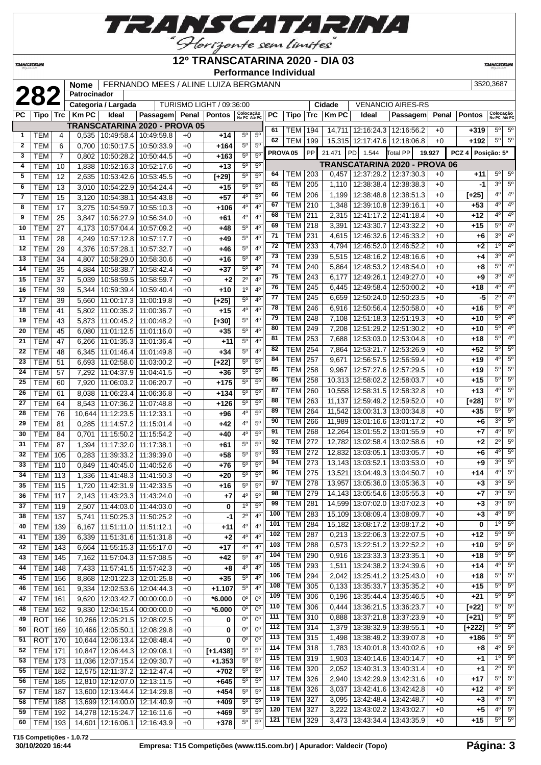# 12º TRANSCATARINA 2020 - DIA 03

**Performance Individual**

**282**

| Nome | FERNANDO MEES / ALINE LUIZA BERGMANN | 3520,3687 |
|---|---|---|
| Patrocinador | | |
| Categoria / Largada | TURISMO LIGHT / 09:36:00 | |
| Cidade | VENANCIO AIRES-RS | |

| PC | Tipo | Trc | Km PC | Ideal | Passagem | Penal | Pontos | Colocação No PC | Colocação Até PC |
|---|---|---|---|---|---|---|---|---|---|
| | | | | **TRANSCATARINA 2020 - PROVA 05** | | | | | |
| 1 | TEM | 4 | 0,535 | 10:49:58.4 | 10:49:59.8 | +0 | +14 | 5º | 5º |
| 2 | TEM | 6 | 0,700 | 10:50:17.5 | 10:50:33.9 | +0 | +164 | 5º | 5º |
| 3 | TEM | 7 | 0,802 | 10:50:28.2 | 10:50:44.5 | +0 | +163 | 5º | 5º |
| 4 | TEM | 10 | 1,838 | 10:52:16.3 | 10:52:17.6 | +0 | +13 | 5º | 5º |
| 5 | TEM | 12 | 2,635 | 10:53:42.6 | 10:53:45.5 | +0 | [+29] | 5º | 5º |
| 6 | TEM | 13 | 3,010 | 10:54:22.9 | 10:54:24.4 | +0 | +15 | 5º | 5º |
| 7 | TEM | 15 | 3,120 | 10:54:38.1 | 10:54:43.8 | +0 | +57 | 4º | 5º |
| 8 | TEM | 17 | 3,275 | 10:54:59.7 | 10:55:10.3 | +0 | +106 | 4º | 4º |
| 9 | TEM | 25 | 3,847 | 10:56:27.9 | 10:56:34.0 | +0 | +61 | 4º | 4º |
| 10 | TEM | 27 | 4,173 | 10:57:04.4 | 10:57:09.2 | +0 | +48 | 5º | 4º |
| 11 | TEM | 28 | 4,249 | 10:57:12.8 | 10:57:17.7 | +0 | +49 | 5º | 4º |
| 12 | TEM | 29 | 4,376 | 10:57:28.1 | 10:57:32.7 | +0 | +46 | 5º | 4º |
| 13 | TEM | 34 | 4,807 | 10:58:29.0 | 10:58:30.6 | +0 | +16 | 5º | 4º |
| 14 | TEM | 35 | 4,884 | 10:58:38.7 | 10:58:42.4 | +0 | +37 | 5º | 4º |
| 15 | TEM | 37 | 5,039 | 10:58:59.5 | 10:58:59.7 | +0 | +2 | 2º | 4º |
| 16 | TEM | 39 | 5,344 | 10:59:39.4 | 10:59:40.4 | +0 | +10 | 1º | 4º |
| 17 | TEM | 39 | 5,660 | 11:00:17.3 | 11:00:19.8 | +0 | [+25] | 5º | 4º |
| 18 | TEM | 41 | 5,802 | 11:00:35.2 | 11:00:36.7 | +0 | +15 | 4º | 4º |
| 19 | TEM | 43 | 5,873 | 11:00:45.2 | 11:00:48.2 | +0 | [+30] | 5º | 4º |
| 20 | TEM | 45 | 6,080 | 11:01:12.5 | 11:01:16.0 | +0 | +35 | 5º | 4º |
| 21 | TEM | 47 | 6,266 | 11:01:35.3 | 11:01:36.4 | +0 | +11 | 5º | 4º |
| 22 | TEM | 48 | 6,345 | 11:01:46.4 | 11:01:49.8 | +0 | +34 | 5º | 4º |
| 23 | TEM | 51 | 6,693 | 11:02:58.0 | 11:03:00.2 | +0 | [+22] | 5º | 5º |
| 24 | TEM | 57 | 7,292 | 11:04:37.9 | 11:04:41.5 | +0 | +36 | 5º | 5º |
| 25 | TEM | 60 | 7,920 | 11:06:03.2 | 11:06:20.7 | +0 | +175 | 5º | 5º |
| 26 | TEM | 61 | 8,038 | 11:06:23.4 | 11:06:36.8 | +0 | +134 | 5º | 5º |
| 27 | TEM | 64 | 8,543 | 11:07:36.2 | 11:07:48.8 | +0 | +126 | 5º | 5º |
| 28 | TEM | 76 | 10,644 | 11:12:23.5 | 11:12:33.1 | +0 | +96 | 4º | 5º |
| 29 | TEM | 81 | 0,285 | 11:14:57.2 | 11:15:01.4 | +0 | +42 | 4º | 5º |
| 30 | TEM | 84 | 0,701 | 11:15:50.2 | 11:15:54.2 | +0 | +40 | 4º | 5º |
| 31 | TEM | 87 | 1,394 | 11:17:32.0 | 11:17:38.1 | +0 | +61 | 5º | 5º |
| 32 | TEM | 105 | 0,283 | 11:39:33.2 | 11:39:39.0 | +0 | +58 | 5º | 5º |
| 33 | TEM | 110 | 0,849 | 11:40:45.0 | 11:40:52.6 | +0 | +76 | 5º | 5º |
| 34 | TEM | 113 | 1,336 | 11:41:48.3 | 11:41:50.3 | +0 | +20 | 5º | 5º |
| 35 | TEM | 115 | 1,720 | 11:42:31.9 | 11:42:33.5 | +0 | +16 | 5º | 5º |
| 36 | TEM | 117 | 2,143 | 11:43:23.3 | 11:43:24.0 | +0 | +7 | 4º | 5º |
| 37 | TEM | 119 | 2,507 | 11:44:03.0 | 11:44:03.0 | +0 | 0 | 1º | 5º |
| 38 | TEM | 137 | 5,741 | 11:50:25.3 | 11:50:25.2 | +0 | -1 | 2º | 4º |
| 40 | TEM | 139 | 6,167 | 11:51:11.0 | 11:51:12.1 | +0 | +11 | 4º | 4º |
| 41 | TEM | 139 | 6,339 | 11:51:31.6 | 11:51:31.8 | +0 | +2 | 4º | 4º |
| 42 | TEM | 143 | 6,664 | 11:55:15.3 | 11:55:17.0 | +0 | +17 | 4º | 4º |
| 43 | TEM | 145 | 7,162 | 11:57:04.3 | 11:57:08.5 | +0 | +42 | 5º | 4º |
| 44 | TEM | 148 | 7,433 | 11:57:41.5 | 11:57:42.3 | +0 | +8 | 4º | 4º |
| 45 | TEM | 156 | 8,868 | 12:01:22.3 | 12:01:25.8 | +0 | +35 | 5º | 4º |
| 46 | TEM | 161 | 9,334 | 12:02:53.6 | 12:04:44.3 | +0 | +1.107 | 5º | 4º |
| 47 | TEM | 161 | 9,620 | 12:03:42.7 | 00:00:00.0 | +0 | *6.000 | 0º | 0º |
| 48 | TEM | 162 | 9,830 | 12:04:15.4 | 00:00:00.0 | +0 | *6.000 | 0º | 0º |
| 49 | ROT | 166 | 10,266 | 12:05:21.5 | 12:08:02.5 | +0 | 0 | 0º | 0º |
| 50 | ROT | 169 | 10,466 | 12:05:50.1 | 12:08:29.8 | +0 | 0 | 0º | 0º |
| 51 | ROT | 170 | 10,644 | 12:06:13.4 | 12:08:48.4 | +0 | 0 | 0º | 0º |
| 52 | TEM | 171 | 10,847 | 12:06:44.3 | 12:09:08.1 | +0 | [+1.438] | 5º | 5º |
| 53 | TEM | 173 | 11,036 | 12:07:15.4 | 12:09:30.7 | +0 | +1.353 | 5º | 5º |
| 55 | TEM | 182 | 12,575 | 12:11:37.2 | 12:12:47.4 | +0 | +702 | 5º | 5º |
| 56 | TEM | 185 | 12,810 | 12:12:07.0 | 12:13:11.5 | +0 | +645 | 5º | 5º |
| 57 | TEM | 187 | 13,600 | 12:13:44.4 | 12:14:29.8 | +0 | +454 | 5º | 5º |
| 58 | TEM | 188 | 13,699 | 12:14:00.0 | 12:14:40.9 | +0 | +409 | 5º | 5º |
| 59 | TEM | 192 | 14,278 | 12:15:24.7 | 12:16:11.6 | +0 | +469 | 5º | 5º |
| 60 | TEM | 193 | 14,601 | 12:16:06.1 | 12:16:43.9 | +0 | +378 | 5º | 5º |
| 61 | TEM | 194 | 14,711 | 12:16:24.3 | 12:16:56.2 | +0 | +319 | 5º | 5º |
| 62 | TEM | 199 | 15,315 | 12:17:47.6 | 12:18:06.8 | +0 | +192 | 5º | 5º |
| PROVA 05 | PP | 21.471 | PD | 1.544 | Total PP | 19.927 | PCZ 4 | Posição: 5º | |
| | | | | **TRANSCATARINA 2020 - PROVA 06** | | | | | |
| 64 | TEM | 203 | 0,457 | 12:37:29.2 | 12:37:30.3 | +0 | +11 | 5º | 5º |
| 65 | TEM | 205 | 1,110 | 12:38:38.4 | 12:38:38.3 | +0 | -1 | 3º | 5º |
| 66 | TEM | 206 | 1,199 | 12:38:48.8 | 12:38:51.3 | +0 | [+25] | 4º | 4º |
| 67 | TEM | 210 | 1,348 | 12:39:10.8 | 12:39:16.1 | +0 | +53 | 4º | 4º |
| 68 | TEM | 211 | 2,315 | 12:41:17.2 | 12:41:18.4 | +0 | +12 | 4º | 4º |
| 69 | TEM | 218 | 3,391 | 12:43:30.7 | 12:43:32.2 | +0 | +15 | 5º | 4º |
| 71 | TEM | 231 | 4,615 | 12:46:32.6 | 12:46:33.2 | +0 | +6 | 3º | 4º |
| 72 | TEM | 233 | 4,794 | 12:46:52.0 | 12:46:52.2 | +0 | +2 | 1º | 4º |
| 73 | TEM | 239 | 5,515 | 12:48:16.2 | 12:48:16.6 | +0 | +4 | 3º | 4º |
| 74 | TEM | 240 | 5,864 | 12:48:53.2 | 12:48:54.0 | +0 | +8 | 5º | 4º |
| 75 | TEM | 243 | 6,177 | 12:49:26.1 | 12:49:27.0 | +0 | +9 | 3º | 4º |
| 76 | TEM | 245 | 6,445 | 12:49:58.4 | 12:50:00.2 | +0 | +18 | 4º | 4º |
| 77 | TEM | 245 | 6,659 | 12:50:24.0 | 12:50:23.5 | +0 | -5 | 2º | 4º |
| 78 | TEM | 246 | 6,916 | 12:50:56.4 | 12:50:58.0 | +0 | +16 | 5º | 4º |
| 79 | TEM | 248 | 7,108 | 12:51:18.3 | 12:51:19.3 | +0 | +10 | 5º | 4º |
| 80 | TEM | 249 | 7,208 | 12:51:29.2 | 12:51:30.2 | +0 | +10 | 5º | 4º |
| 81 | TEM | 253 | 7,688 | 12:53:03.0 | 12:53:04.8 | +0 | +18 | 5º | 4º |
| 82 | TEM | 254 | 7,864 | 12:53:21.7 | 12:53:26.9 | +0 | +52 | 5º | 5º |
| 84 | TEM | 257 | 9,671 | 12:56:57.5 | 12:56:59.4 | +0 | +19 | 4º | 5º |
| 85 | TEM | 258 | 9,967 | 12:57:27.6 | 12:57:29.5 | +0 | +19 | 5º | 5º |
| 86 | TEM | 258 | 10,313 | 12:58:02.2 | 12:58:03.7 | +0 | +15 | 5º | 5º |
| 87 | TEM | 260 | 10,558 | 12:58:31.5 | 12:58:32.8 | +0 | +13 | 4º | 5º |
| 88 | TEM | 263 | 11,137 | 12:59:49.2 | 12:59:52.0 | +0 | [+28] | 5º | 5º |
| 89 | TEM | 264 | 11,542 | 13:00:31.3 | 13:00:34.8 | +0 | +35 | 5º | 5º |
| 90 | TEM | 266 | 11,989 | 13:01:16.6 | 13:01:17.2 | +0 | +6 | 3º | 5º |
| 91 | TEM | 268 | 12,264 | 13:01:55.2 | 13:01:55.9 | +0 | +7 | 4º | 5º |
| 92 | TEM | 272 | 12,782 | 13:02:58.4 | 13:02:58.6 | +0 | +2 | 2º | 5º |
| 93 | TEM | 272 | 12,832 | 13:03:05.1 | 13:03:05.7 | +0 | +6 | 4º | 5º |
| 94 | TEM | 273 | 13,143 | 13:03:52.1 | 13:03:53.0 | +0 | +9 | 3º | 5º |
| 96 | TEM | 275 | 13,521 | 13:04:49.3 | 13:04:50.7 | +0 | +14 | 4º | 5º |
| 97 | TEM | 278 | 13,957 | 13:05:36.0 | 13:05:36.3 | +0 | +3 | 3º | 5º |
| 98 | TEM | 279 | 14,143 | 13:05:54.6 | 13:05:55.3 | +0 | +7 | 3º | 5º |
| 99 | TEM | 281 | 14,599 | 13:07:02.0 | 13:07:02.3 | +0 | +3 | 3º | 5º |
| 100 | TEM | 283 | 15,109 | 13:08:09.4 | 13:08:09.7 | +0 | +3 | 4º | 5º |
| 101 | TEM | 284 | 15,182 | 13:08:17.2 | 13:08:17.2 | +0 | 0 | 1º | 5º |
| 102 | TEM | 287 | 0,213 | 13:22:06.3 | 13:22:07.5 | +0 | +12 | 5º | 5º |
| 103 | TEM | 288 | 0,573 | 13:22:51.2 | 13:22:52.2 | +0 | +10 | 5º | 5º |
| 104 | TEM | 290 | 0,916 | 13:23:33.3 | 13:23:35.1 | +0 | +18 | 5º | 5º |
| 105 | TEM | 293 | 1,511 | 13:24:38.2 | 13:24:39.6 | +0 | +14 | 4º | 5º |
| 106 | TEM | 294 | 2,042 | 13:25:41.2 | 13:25:43.0 | +0 | +18 | 5º | 5º |
| 108 | TEM | 305 | 0,133 | 13:35:33.7 | 13:35:35.2 | +0 | +15 | 5º | 5º |
| 109 | TEM | 306 | 0,196 | 13:35:44.4 | 13:35:46.5 | +0 | +21 | 5º | 5º |
| 110 | TEM | 306 | 0,444 | 13:36:21.5 | 13:36:23.7 | +0 | [+22] | 5º | 5º |
| 111 | TEM | 310 | 0,888 | 13:37:21.8 | 13:37:23.9 | +0 | [+21] | 5º | 5º |
| 112 | TEM | 314 | 1,379 | 13:38:32.9 | 13:38:55.1 | +0 | [+222] | 5º | 5º |
| 113 | TEM | 315 | 1,498 | 13:38:49.2 | 13:39:07.8 | +0 | +186 | 5º | 5º |
| 114 | TEM | 318 | 1,783 | 13:40:01.8 | 13:40:02.6 | +0 | +8 | 4º | 5º |
| 115 | TEM | 319 | 1,903 | 13:40:14.6 | 13:40:14.7 | +0 | +1 | 1º | 5º |
| 116 | TEM | 320 | 2,052 | 13:40:31.3 | 13:40:31.4 | +0 | +1 | 2º | 5º |
| 117 | TEM | 326 | 2,940 | 13:42:29.9 | 13:42:31.6 | +0 | +17 | 5º | 5º |
| 118 | TEM | 326 | 3,037 | 13:42:41.6 | 13:42:42.8 | +0 | +12 | 4º | 5º |
| 119 | TEM | 327 | 3,095 | 13:42:48.4 | 13:42:48.7 | +0 | +3 | 4º | 5º |
| 120 | TEM | 327 | 3,222 | 13:43:02.2 | 13:43:02.7 | +0 | +5 | 4º | 5º |
| 121 | TEM | 329 | 3,473 | 13:43:34.4 | 13:43:35.9 | +0 | +15 | 5º | 5º |

T15 Competições - 1.0.72

30/10/2020 16:44 — Empresa: T15 Competições (www.t15.com.br) | Apurador: Valdecir (Topo)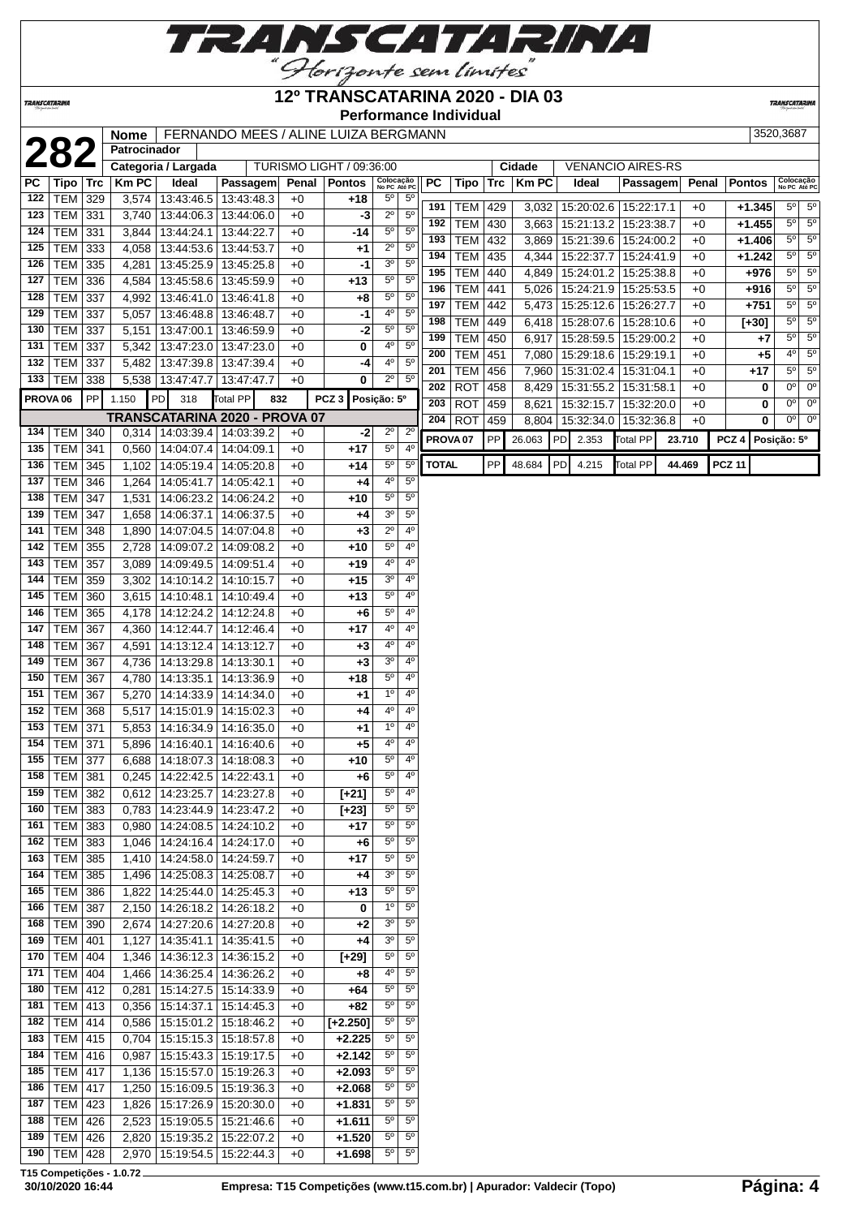# 12º TRANSCATARINA 2020 - DIA 03

**Performance Individual**

**282** | **Nome**: FERNANDO MEES / ALINE LUIZA BERGMANN | 3520,3687

**Patrocinador**:

**Categoria / Largada**: TURISMO LIGHT / 09:36:00 | **Cidade**: VENANCIO AIRES-RS

| PC | Tipo | Trc | Km PC | Ideal | Passagem | Penal | Pontos | Colocação No PC | Colocação Até PC |
|---|---|---|---|---|---|---|---|---|---|
| 122 | TEM | 329 | 3,574 | 13:43:46.5 | 13:43:48.3 | +0 | +18 | 5º | 5º |
| 123 | TEM | 331 | 3,740 | 13:44:06.3 | 13:44:06.0 | +0 | -3 | 2º | 5º |
| 124 | TEM | 331 | 3,844 | 13:44:24.1 | 13:44:22.7 | +0 | -14 | 5º | 5º |
| 125 | TEM | 333 | 4,058 | 13:44:53.6 | 13:44:53.7 | +0 | +1 | 2º | 5º |
| 126 | TEM | 335 | 4,281 | 13:45:25.9 | 13:45:25.8 | +0 | -1 | 3º | 5º |
| 127 | TEM | 336 | 4,584 | 13:45:58.6 | 13:45:59.9 | +0 | +13 | 5º | 5º |
| 128 | TEM | 337 | 4,992 | 13:46:41.0 | 13:46:41.8 | +0 | +8 | 5º | 5º |
| 129 | TEM | 337 | 5,057 | 13:46:48.8 | 13:46:48.7 | +0 | -1 | 4º | 5º |
| 130 | TEM | 337 | 5,151 | 13:47:00.1 | 13:46:59.9 | +0 | -2 | 5º | 5º |
| 131 | TEM | 337 | 5,342 | 13:47:23.0 | 13:47:23.0 | +0 | 0 | 4º | 5º |
| 132 | TEM | 337 | 5,482 | 13:47:39.8 | 13:47:39.4 | +0 | -4 | 4º | 5º |
| 133 | TEM | 338 | 5,538 | 13:47:47.7 | 13:47:47.7 | +0 | 0 | 2º | 5º |
| PROVA 06 | PP | 1.150 | PD | 318 | Total PP | 832 | PCZ 3 | Posição: 5º | |

**TRANSCATARINA 2020 - PROVA 07**

| PC | Tipo | Trc | Km PC | Ideal | Passagem | Penal | Pontos | Colocação No PC | Colocação Até PC |
|---|---|---|---|---|---|---|---|---|---|
| 134 | TEM | 340 | 0,314 | 14:03:39.4 | 14:03:39.2 | +0 | -2 | 2º | 2º |
| 135 | TEM | 341 | 0,560 | 14:04:07.4 | 14:04:09.1 | +0 | +17 | 5º | 4º |
| 136 | TEM | 345 | 1,102 | 14:05:19.4 | 14:05:20.8 | +0 | +14 | 5º | 5º |
| 137 | TEM | 346 | 1,264 | 14:05:41.7 | 14:05:42.1 | +0 | +4 | 4º | 5º |
| 138 | TEM | 347 | 1,531 | 14:06:23.2 | 14:06:24.2 | +0 | +10 | 5º | 5º |
| 139 | TEM | 347 | 1,658 | 14:06:37.1 | 14:06:37.5 | +0 | +4 | 3º | 5º |
| 141 | TEM | 348 | 1,890 | 14:07:04.5 | 14:07:04.8 | +0 | +3 | 2º | 4º |
| 142 | TEM | 355 | 2,728 | 14:09:07.2 | 14:09:08.2 | +0 | +10 | 5º | 4º |
| 143 | TEM | 357 | 3,089 | 14:09:49.5 | 14:09:51.4 | +0 | +19 | 4º | 4º |
| 144 | TEM | 359 | 3,302 | 14:10:14.2 | 14:10:15.7 | +0 | +15 | 3º | 4º |
| 145 | TEM | 360 | 3,615 | 14:10:48.1 | 14:10:49.4 | +0 | +13 | 5º | 4º |
| 146 | TEM | 365 | 4,178 | 14:12:24.2 | 14:12:24.8 | +0 | +6 | 5º | 4º |
| 147 | TEM | 367 | 4,360 | 14:12:44.7 | 14:12:46.4 | +0 | +17 | 4º | 4º |
| 148 | TEM | 367 | 4,591 | 14:13:12.4 | 14:13:12.7 | +0 | +3 | 4º | 4º |
| 149 | TEM | 367 | 4,736 | 14:13:29.8 | 14:13:30.1 | +0 | +3 | 3º | 4º |
| 150 | TEM | 367 | 4,780 | 14:13:35.1 | 14:13:36.9 | +0 | +18 | 5º | 4º |
| 151 | TEM | 367 | 5,270 | 14:14:33.9 | 14:14:34.0 | +0 | +1 | 1º | 4º |
| 152 | TEM | 368 | 5,517 | 14:15:01.9 | 14:15:02.3 | +0 | +4 | 4º | 4º |
| 153 | TEM | 371 | 5,853 | 14:16:34.9 | 14:16:35.0 | +0 | +1 | 1º | 4º |
| 154 | TEM | 371 | 5,896 | 14:16:40.1 | 14:16:40.6 | +0 | +5 | 4º | 4º |
| 155 | TEM | 377 | 6,688 | 14:18:07.3 | 14:18:08.3 | +0 | +10 | 5º | 4º |
| 158 | TEM | 381 | 0,245 | 14:22:42.5 | 14:22:43.1 | +0 | +6 | 5º | 4º |
| 159 | TEM | 382 | 0,612 | 14:23:25.7 | 14:23:27.8 | +0 | [+21] | 5º | 4º |
| 160 | TEM | 383 | 0,783 | 14:23:44.9 | 14:23:47.2 | +0 | [+23] | 5º | 5º |
| 161 | TEM | 383 | 0,980 | 14:24:08.5 | 14:24:10.2 | +0 | +17 | 5º | 5º |
| 162 | TEM | 383 | 1,046 | 14:24:16.4 | 14:24:17.0 | +0 | +6 | 5º | 5º |
| 163 | TEM | 385 | 1,410 | 14:24:58.0 | 14:24:59.7 | +0 | +17 | 5º | 5º |
| 164 | TEM | 385 | 1,496 | 14:25:08.3 | 14:25:08.7 | +0 | +4 | 3º | 5º |
| 165 | TEM | 386 | 1,822 | 14:25:44.0 | 14:25:45.3 | +0 | +13 | 5º | 5º |
| 166 | TEM | 387 | 2,150 | 14:26:18.2 | 14:26:18.2 | +0 | 0 | 1º | 5º |
| 168 | TEM | 390 | 2,674 | 14:27:20.6 | 14:27:20.8 | +0 | +2 | 3º | 5º |
| 169 | TEM | 401 | 1,127 | 14:35:41.1 | 14:35:41.5 | +0 | +4 | 3º | 5º |
| 170 | TEM | 404 | 1,346 | 14:36:12.3 | 14:36:15.2 | +0 | [+29] | 5º | 5º |
| 171 | TEM | 404 | 1,466 | 14:36:25.4 | 14:36:26.2 | +0 | +8 | 4º | 5º |
| 180 | TEM | 412 | 0,281 | 15:14:27.5 | 15:14:33.9 | +0 | +64 | 5º | 5º |
| 181 | TEM | 413 | 0,356 | 15:14:37.1 | 15:14:45.3 | +0 | +82 | 5º | 5º |
| 182 | TEM | 414 | 0,586 | 15:15:01.2 | 15:18:46.2 | +0 | [+2.250] | 5º | 5º |
| 183 | TEM | 415 | 0,704 | 15:15:15.3 | 15:18:57.8 | +0 | +2.225 | 5º | 5º |
| 184 | TEM | 416 | 0,987 | 15:15:43.3 | 15:19:17.5 | +0 | +2.142 | 5º | 5º |
| 185 | TEM | 417 | 1,136 | 15:15:57.0 | 15:19:26.3 | +0 | +2.093 | 5º | 5º |
| 186 | TEM | 417 | 1,250 | 15:16:09.5 | 15:19:36.3 | +0 | +2.068 | 5º | 5º |
| 187 | TEM | 423 | 1,826 | 15:17:26.9 | 15:20:30.0 | +0 | +1.831 | 5º | 5º |
| 188 | TEM | 426 | 2,523 | 15:19:05.5 | 15:21:46.6 | +0 | +1.611 | 5º | 5º |
| 189 | TEM | 426 | 2,820 | 15:19:35.2 | 15:22:07.2 | +0 | +1.520 | 5º | 5º |
| 190 | TEM | 428 | 2,970 | 15:19:54.5 | 15:22:44.3 | +0 | +1.698 | 5º | 5º |
| 191 | TEM | 429 | 3,032 | 15:20:02.6 | 15:22:17.1 | +0 | +1.345 | 5º | 5º |
| 192 | TEM | 430 | 3,663 | 15:21:13.2 | 15:23:38.7 | +0 | +1.455 | 5º | 5º |
| 193 | TEM | 432 | 3,869 | 15:21:39.6 | 15:24:00.2 | +0 | +1.406 | 5º | 5º |
| 194 | TEM | 435 | 4,344 | 15:22:37.7 | 15:24:41.9 | +0 | +1.242 | 5º | 5º |
| 195 | TEM | 440 | 4,849 | 15:24:01.2 | 15:25:38.8 | +0 | +976 | 5º | 5º |
| 196 | TEM | 441 | 5,026 | 15:24:21.9 | 15:25:53.5 | +0 | +916 | 5º | 5º |
| 197 | TEM | 442 | 5,473 | 15:25:12.6 | 15:26:27.7 | +0 | +751 | 5º | 5º |
| 198 | TEM | 449 | 6,418 | 15:28:07.6 | 15:28:10.6 | +0 | [+30] | 5º | 5º |
| 199 | TEM | 450 | 6,917 | 15:28:59.5 | 15:29:00.2 | +0 | +7 | 5º | 5º |
| 200 | TEM | 451 | 7,080 | 15:29:18.6 | 15:29:19.1 | +0 | +5 | 4º | 5º |
| 201 | TEM | 456 | 7,960 | 15:31:02.4 | 15:31:04.1 | +0 | +17 | 5º | 5º |
| 202 | ROT | 458 | 8,429 | 15:31:55.2 | 15:31:58.1 | +0 | 0 | 0º | 0º |
| 203 | ROT | 459 | 8,621 | 15:32:15.7 | 15:32:20.0 | +0 | 0 | 0º | 0º |
| 204 | ROT | 459 | 8,804 | 15:32:34.0 | 15:32:36.8 | +0 | 0 | 0º | 0º |
| PROVA 07 | PP | 26.063 | PD | 2.353 | Total PP | 23.710 | PCZ 4 | Posição: 5º | |
| TOTAL | PP | 48.684 | PD | 4.215 | Total PP | 44.469 | PCZ 11 | | |

T15 Competições - 1.0.72

30/10/2020 16:44 — Empresa: T15 Competições (www.t15.com.br) | Apurador: Valdecir (Topo)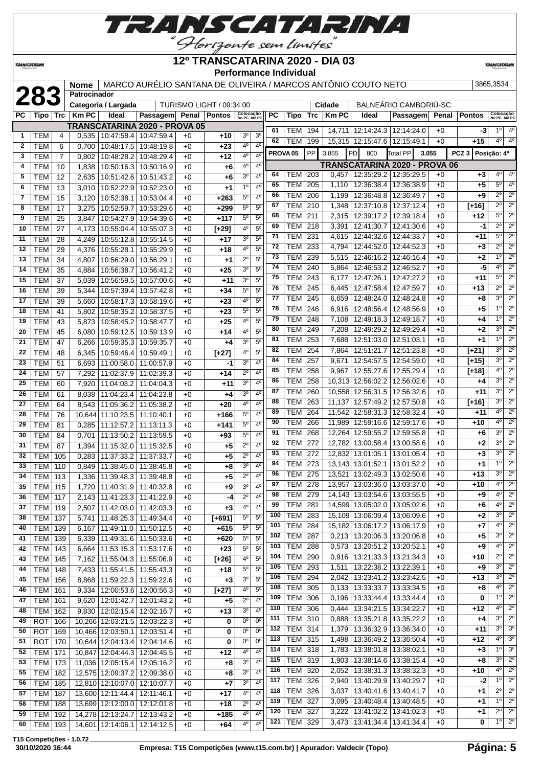# 12º TRANSCATARINA 2020 - DIA 03

**Performance Individual**

| 283 | Nome | MARCO AURÉLIO SANTANA DE OLIVEIRA / MARCOS ANTÔNIO COUTO NETO | 3865,3534 |
|---|---|---|---|
| | Patrocinador | | |
| | Categoria / Largada | TURISMO LIGHT / 09:34:00 | Cidade: BALNEÁRIO CAMBORIÚ-SC |

## TRANSCATARINA 2020 - PROVA 05

| PC | Tipo | Trc | Km PC | Ideal | Passagem | Penal | Pontos | Colocação No PC | Colocação Até PC |
|---|---|---|---|---|---|---|---|---|---|
| 1 | TEM | 4 | 0,535 | 10:47:58.4 | 10:47:59.4 | +0 | +10 | 3º | 3º |
| 2 | TEM | 6 | 0,700 | 10:48:17.5 | 10:48:19.8 | +0 | +23 | 4º | 4º |
| 3 | TEM | 7 | 0,802 | 10:48:28.2 | 10:48:29.4 | +0 | +12 | 4º | 4º |
| 4 | TEM | 10 | 1,838 | 10:50:16.3 | 10:50:16.9 | +0 | +6 | 4º | 4º |
| 5 | TEM | 12 | 2,635 | 10:51:42.6 | 10:51:43.2 | +0 | +6 | 3º | 4º |
| 6 | TEM | 13 | 3,010 | 10:52:22.9 | 10:52:23.0 | +0 | +1 | 1º | 4º |
| 7 | TEM | 15 | 3,120 | 10:52:38.1 | 10:53:04.4 | +0 | +263 | 5º | 4º |
| 8 | TEM | 17 | 3,275 | 10:52:59.7 | 10:53:29.6 | +0 | +299 | 5º | 5º |
| 9 | TEM | 25 | 3,847 | 10:54:27.9 | 10:54:39.6 | +0 | +117 | 5º | 5º |
| 10 | TEM | 27 | 4,173 | 10:55:04.4 | 10:55:07.3 | +0 | [+29] | 4º | 5º |
| 11 | TEM | 28 | 4,249 | 10:55:12.8 | 10:55:14.5 | +0 | +17 | 3º | 5º |
| 12 | TEM | 29 | 4,376 | 10:55:28.1 | 10:55:29.9 | +0 | +18 | 4º | 5º |
| 13 | TEM | 34 | 4,807 | 10:56:29.0 | 10:56:29.1 | +0 | +1 | 2º | 5º |
| 14 | TEM | 35 | 4,884 | 10:56:38.7 | 10:56:41.2 | +0 | +25 | 3º | 5º |
| 15 | TEM | 37 | 5,039 | 10:56:59.5 | 10:57:00.6 | +0 | +11 | 3º | 5º |
| 16 | TEM | 39 | 5,344 | 10:57:39.4 | 10:57:42.8 | +0 | +34 | 5º | 5º |
| 17 | TEM | 39 | 5,660 | 10:58:17.3 | 10:58:19.6 | +0 | +23 | 4º | 5º |
| 18 | TEM | 41 | 5,802 | 10:58:35.2 | 10:58:37.5 | +0 | +23 | 5º | 5º |
| 19 | TEM | 43 | 5,873 | 10:58:45.2 | 10:58:47.7 | +0 | +25 | 4º | 5º |
| 20 | TEM | 45 | 6,080 | 10:59:12.5 | 10:59:13.9 | +0 | +14 | 4º | 5º |
| 21 | TEM | 47 | 6,266 | 10:59:35.3 | 10:59:35.7 | +0 | +4 | 3º | 5º |
| 22 | TEM | 48 | 6,345 | 10:59:46.4 | 10:59:49.1 | +0 | [+27] | 4º | 5º |
| 23 | TEM | 51 | 6,693 | 11:00:58.0 | 11:00:57.9 | +0 | -1 | 3º | 4º |
| 24 | TEM | 57 | 7,292 | 11:02:37.9 | 11:02:39.3 | +0 | +14 | 2º | 4º |
| 25 | TEM | 60 | 7,920 | 11:04:03.2 | 11:04:04.3 | +0 | +11 | 3º | 4º |
| 26 | TEM | 61 | 8,038 | 11:04:23.4 | 11:04:23.8 | +0 | +4 | 3º | 4º |
| 27 | TEM | 64 | 8,543 | 11:05:36.2 | 11:05:38.2 | +0 | +20 | 4º | 4º |
| 28 | TEM | 76 | 10,644 | 11:10:23.5 | 11:10:40.1 | +0 | +166 | 5º | 4º |
| 29 | TEM | 81 | 0,285 | 11:12:57.2 | 11:13:11.3 | +0 | +141 | 5º | 4º |
| 30 | TEM | 84 | 0,701 | 11:13:50.2 | 11:13:59.5 | +0 | +93 | 5º | 4º |
| 31 | TEM | 87 | 1,394 | 11:15:32.0 | 11:15:32.5 | +0 | +5 | 2º | 4º |
| 32 | TEM | 105 | 0,283 | 11:37:33.2 | 11:37:33.7 | +0 | +5 | 2º | 4º |
| 33 | TEM | 110 | 0,849 | 11:38:45.0 | 11:38:45.8 | +0 | +8 | 3º | 4º |
| 34 | TEM | 113 | 1,336 | 11:39:48.3 | 11:39:48.8 | +0 | +5 | 2º | 4º |
| 35 | TEM | 115 | 1,720 | 11:40:31.9 | 11:40:32.8 | +0 | +9 | 3º | 4º |
| 36 | TEM | 117 | 2,143 | 11:41:23.3 | 11:41:22.9 | +0 | -4 | 2º | 4º |
| 37 | TEM | 119 | 2,507 | 11:42:03.0 | 11:42:03.3 | +0 | +3 | 4º | 4º |
| 38 | TEM | 137 | 5,741 | 11:48:25.3 | 11:49:34.4 | +0 | [+691] | 5º | 5º |
| 40 | TEM | 139 | 6,167 | 11:49:11.0 | 11:50:12.5 | +0 | +615 | 5º | 5º |
| 41 | TEM | 139 | 6,339 | 11:49:31.6 | 11:50:33.6 | +0 | +620 | 5º | 5º |
| 42 | TEM | 143 | 6,664 | 11:53:15.3 | 11:53:17.6 | +0 | +23 | 5º | 5º |
| 43 | TEM | 145 | 7,162 | 11:55:04.3 | 11:55:06.9 | +0 | [+26] | 4º | 5º |
| 44 | TEM | 148 | 7,433 | 11:55:41.5 | 11:55:43.3 | +0 | +18 | 5º | 5º |
| 45 | TEM | 156 | 8,868 | 11:59:22.3 | 11:59:22.6 | +0 | +3 | 3º | 5º |
| 46 | TEM | 161 | 9,334 | 12:00:53.6 | 12:00:56.3 | +0 | [+27] | 4º | 5º |
| 47 | TEM | 161 | 9,620 | 12:01:42.7 | 12:01:43.2 | +0 | +5 | 2º | 4º |
| 48 | TEM | 162 | 9,830 | 12:02:15.4 | 12:02:16.7 | +0 | +13 | 3º | 4º |
| 49 | ROT | 166 | 10,266 | 12:03:21.5 | 12:03:22.3 | +0 | 0 | 0º | 0º |
| 50 | ROT | 169 | 10,466 | 12:03:50.1 | 12:03:51.4 | +0 | 0 | 0º | 0º |
| 51 | ROT | 170 | 10,644 | 12:04:13.4 | 12:04:14.6 | +0 | 0 | 0º | 0º |
| 52 | TEM | 171 | 10,847 | 12:04:44.3 | 12:04:45.5 | +0 | +12 | 4º | 4º |
| 53 | TEM | 173 | 11,036 | 12:05:15.4 | 12:05:16.2 | +0 | +8 | 3º | 4º |
| 55 | TEM | 182 | 12,575 | 12:09:37.2 | 12:09:38.0 | +0 | +8 | 3º | 4º |
| 56 | TEM | 185 | 12,810 | 12:10:07.0 | 12:10:07.7 | +0 | +7 | 3º | 4º |
| 57 | TEM | 187 | 13,600 | 12:11:44.4 | 12:11:46.1 | +0 | +17 | 4º | 4º |
| 58 | TEM | 188 | 13,699 | 12:12:00.0 | 12:12:01.8 | +0 | +18 | 2º | 4º |
| 59 | TEM | 192 | 14,278 | 12:13:24.7 | 12:13:43.2 | +0 | +185 | 4º | 4º |
| 60 | TEM | 193 | 14,601 | 12:14:06.1 | 12:14:12.5 | +0 | +64 | 4º | 4º |
| 61 | TEM | 194 | 14,711 | 12:14:24.3 | 12:14:24.0 | +0 | -3 | 1º | 4º |
| 62 | TEM | 199 | 15,315 | 12:15:47.6 | 12:15:49.1 | +0 | +15 | 4º | 4º |

| PROVA 05 | PP | 3.855 | PD | 800 | Total PP | 3.055 | PCZ 3 | Posição: 4º |
|---|---|---|---|---|---|---|---|---|

## TRANSCATARINA 2020 - PROVA 06

| PC | Tipo | Trc | Km PC | Ideal | Passagem | Penal | Pontos | Colocação No PC | Colocação Até PC |
|---|---|---|---|---|---|---|---|---|---|
| 64 | TEM | 203 | 0,457 | 12:35:29.2 | 12:35:29.5 | +0 | +3 | 4º | 4º |
| 65 | TEM | 205 | 1,110 | 12:36:38.4 | 12:36:38.9 | +0 | +5 | 5º | 4º |
| 66 | TEM | 206 | 1,199 | 12:36:48.8 | 12:36:49.7 | +0 | +9 | 2º | 2º |
| 67 | TEM | 210 | 1,348 | 12:37:10.8 | 12:37:12.4 | +0 | [+16] | 2º | 2º |
| 68 | TEM | 211 | 2,315 | 12:39:17.2 | 12:39:18.4 | +0 | +12 | 5º | 2º |
| 69 | TEM | 218 | 3,391 | 12:41:30.7 | 12:41:30.6 | +0 | -1 | 2º | 2º |
| 71 | TEM | 231 | 4,615 | 12:44:32.6 | 12:44:33.7 | +0 | +11 | 5º | 2º |
| 72 | TEM | 233 | 4,794 | 12:44:52.0 | 12:44:52.3 | +0 | +3 | 2º | 2º |
| 73 | TEM | 239 | 5,515 | 12:46:16.2 | 12:46:16.4 | +0 | +2 | 1º | 2º |
| 74 | TEM | 240 | 5,864 | 12:46:53.2 | 12:46:52.7 | +0 | -5 | 4º | 2º |
| 75 | TEM | 243 | 6,177 | 12:47:26.1 | 12:47:27.2 | +0 | +11 | 5º | 2º |
| 76 | TEM | 245 | 6,445 | 12:47:58.4 | 12:47:59.7 | +0 | +13 | 2º | 2º |
| 77 | TEM | 245 | 6,659 | 12:48:24.0 | 12:48:24.8 | +0 | +8 | 3º | 2º |
| 78 | TEM | 246 | 6,916 | 12:48:56.4 | 12:48:56.9 | +0 | +5 | 1º | 2º |
| 79 | TEM | 248 | 7,108 | 12:49:18.3 | 12:49:18.7 | +0 | +4 | 1º | 2º |
| 80 | TEM | 249 | 7,208 | 12:49:29.2 | 12:49:29.4 | +0 | +2 | 3º | 2º |
| 81 | TEM | 253 | 7,688 | 12:51:03.0 | 12:51:03.1 | +0 | +1 | 1º | 2º |
| 82 | TEM | 254 | 7,864 | 12:51:21.7 | 12:51:23.8 | +0 | [+21] | 3º | 2º |
| 84 | TEM | 257 | 9,671 | 12:54:57.5 | 12:54:59.0 | +0 | [+15] | 3º | 2º |
| 85 | TEM | 258 | 9,967 | 12:55:27.6 | 12:55:29.4 | +0 | [+18] | 4º | 2º |
| 86 | TEM | 258 | 10,313 | 12:56:02.2 | 12:56:02.6 | +0 | +4 | 3º | 2º |
| 87 | TEM | 260 | 10,558 | 12:56:31.5 | 12:56:32.6 | +0 | +11 | 3º | 2º |
| 88 | TEM | 263 | 11,137 | 12:57:49.2 | 12:57:50.8 | +0 | [+16] | 3º | 2º |
| 89 | TEM | 264 | 11,542 | 12:58:31.3 | 12:58:32.4 | +0 | +11 | 4º | 2º |
| 90 | TEM | 266 | 11,989 | 12:59:16.6 | 12:59:17.6 | +0 | +10 | 4º | 2º |
| 91 | TEM | 268 | 12,264 | 12:59:55.2 | 12:59:55.8 | +0 | +6 | 3º | 2º |
| 92 | TEM | 272 | 12,782 | 13:00:58.4 | 13:00:58.6 | +0 | +2 | 3º | 2º |
| 93 | TEM | 272 | 12,832 | 13:01:05.1 | 13:01:05.4 | +0 | +3 | 3º | 2º |
| 94 | TEM | 273 | 13,143 | 13:01:52.1 | 13:01:52.2 | +0 | +1 | 1º | 2º |
| 96 | TEM | 275 | 13,521 | 13:02:49.3 | 13:02:50.6 | +0 | +13 | 3º | 2º |
| 97 | TEM | 278 | 13,957 | 13:03:36.0 | 13:03:37.0 | +0 | +10 | 4º | 2º |
| 98 | TEM | 279 | 14,143 | 13:03:54.6 | 13:03:55.5 | +0 | +9 | 4º | 2º |
| 99 | TEM | 281 | 14,599 | 13:05:02.0 | 13:05:02.6 | +0 | +6 | 4º | 2º |
| 100 | TEM | 283 | 15,109 | 13:06:09.4 | 13:06:09.6 | +0 | +2 | 3º | 2º |
| 101 | TEM | 284 | 15,182 | 13:06:17.2 | 13:06:17.9 | +0 | +7 | 4º | 2º |
| 102 | TEM | 287 | 0,213 | 13:20:06.3 | 13:20:06.8 | +0 | +5 | 3º | 2º |
| 103 | TEM | 288 | 0,573 | 13:20:51.2 | 13:20:52.1 | +0 | +9 | 4º | 2º |
| 104 | TEM | 290 | 0,916 | 13:21:33.3 | 13:21:34.3 | +0 | +10 | 2º | 2º |
| 105 | TEM | 293 | 1,511 | 13:22:38.2 | 13:22:39.1 | +0 | +9 | 3º | 2º |
| 106 | TEM | 294 | 2,042 | 13:23:41.2 | 13:23:42.5 | +0 | +13 | 3º | 2º |
| 108 | TEM | 305 | 0,133 | 13:33:33.7 | 13:33:34.5 | +0 | +8 | 4º | 2º |
| 109 | TEM | 306 | 0,196 | 13:33:44.4 | 13:33:44.4 | +0 | 0 | 1º | 2º |
| 110 | TEM | 306 | 0,444 | 13:34:21.5 | 13:34:22.7 | +0 | +12 | 4º | 2º |
| 111 | TEM | 310 | 0,888 | 13:35:21.8 | 13:35:22.2 | +0 | +4 | 3º | 2º |
| 112 | TEM | 314 | 1,379 | 13:36:32.9 | 13:36:34.0 | +0 | +11 | 3º | 3º |
| 113 | TEM | 315 | 1,498 | 13:36:49.2 | 13:36:50.4 | +0 | +12 | 4º | 3º |
| 114 | TEM | 318 | 1,783 | 13:38:01.8 | 13:38:02.1 | +0 | +3 | 1º | 3º |
| 115 | TEM | 319 | 1,903 | 13:38:14.6 | 13:38:15.4 | +0 | +8 | 3º | 2º |
| 116 | TEM | 320 | 2,052 | 13:38:31.3 | 13:38:32.3 | +0 | +10 | 4º | 2º |
| 117 | TEM | 326 | 2,940 | 13:40:29.9 | 13:40:29.7 | +0 | -2 | 1º | 2º |
| 118 | TEM | 326 | 3,037 | 13:40:41.6 | 13:40:41.7 | +0 | +1 | 2º | 2º |
| 119 | TEM | 327 | 3,095 | 13:40:48.4 | 13:40:48.5 | +0 | +1 | 1º | 2º |
| 120 | TEM | 327 | 3,222 | 13:41:02.2 | 13:41:02.3 | +0 | +1 | 2º | 2º |
| 121 | TEM | 329 | 3,473 | 13:41:34.4 | 13:41:34.4 | +0 | 0 | 1º | 2º |

T15 Competições - 1.0.72

30/10/2020 16:44 — Empresa: T15 Competições (www.t15.com.br) | Apurador: Valdecir (Topo)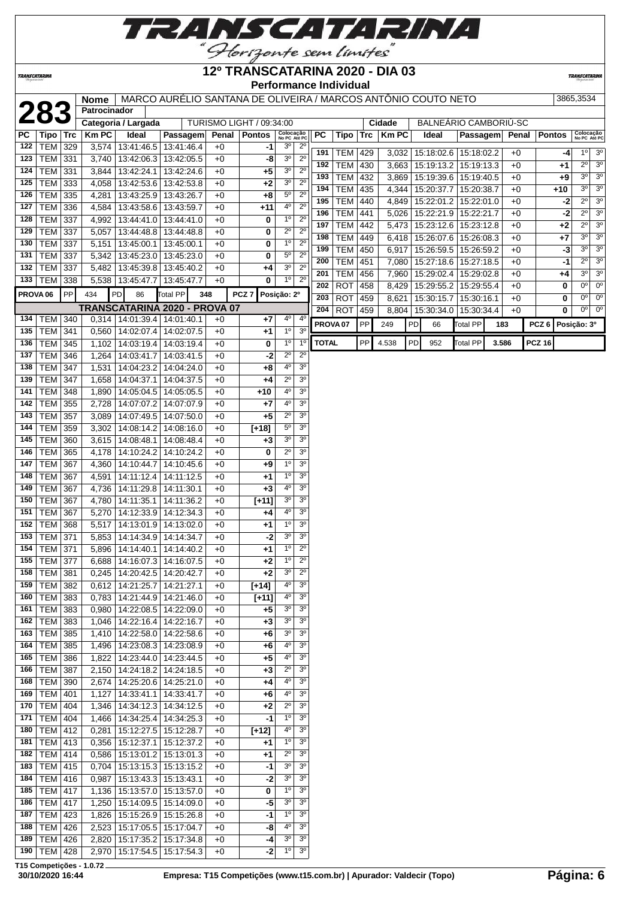# 12º TRANSCATARINA 2020 - DIA 03

**Performance Individual**

| | | |
|---|---|---|
| **283** | **Nome** | MARCO AURÉLIO SANTANA DE OLIVEIRA / MARCOS ANTÔNIO COUTO NETO — 3865,3534 |
| | **Patrocinador** | |
| | **Categoria / Largada** | TURISMO LIGHT / 09:34:00 — **Cidade** BALNEÁRIO CAMBORIÚ-SC |

| PC | Tipo | Trc | Km PC | Ideal | Passagem | Penal | Pontos | Colocação No PC | Colocação Até PC |
|---|---|---|---|---|---|---|---|---|---|
| 122 | TEM | 329 | 3,574 | 13:41:46.5 | 13:41:46.4 | +0 | -1 | 3º | 2º |
| 123 | TEM | 331 | 3,740 | 13:42:06.3 | 13:42:05.5 | +0 | -8 | 3º | 2º |
| 124 | TEM | 331 | 3,844 | 13:42:24.1 | 13:42:24.6 | +0 | +5 | 3º | 2º |
| 125 | TEM | 333 | 4,058 | 13:42:53.6 | 13:42:53.8 | +0 | +2 | 3º | 2º |
| 126 | TEM | 335 | 4,281 | 13:43:25.9 | 13:43:26.7 | +0 | +8 | 5º | 2º |
| 127 | TEM | 336 | 4,584 | 13:43:58.6 | 13:43:59.7 | +0 | +11 | 4º | 2º |
| 128 | TEM | 337 | 4,992 | 13:44:41.0 | 13:44:41.0 | +0 | 0 | 1º | 2º |
| 129 | TEM | 337 | 5,057 | 13:44:48.8 | 13:44:48.8 | +0 | 0 | 2º | 2º |
| 130 | TEM | 337 | 5,151 | 13:45:00.1 | 13:45:00.1 | +0 | 0 | 1º | 2º |
| 131 | TEM | 337 | 5,342 | 13:45:23.0 | 13:45:23.0 | +0 | 0 | 5º | 2º |
| 132 | TEM | 337 | 5,482 | 13:45:39.8 | 13:45:40.2 | +0 | +4 | 3º | 2º |
| 133 | TEM | 338 | 5,538 | 13:45:47.7 | 13:45:47.7 | +0 | 0 | 1º | 2º |
| **PROVA 06** | PP | 434 | PD | 86 | Total PP | 348 | PCZ 7 | Posição: 2º | |
| **TRANSCATARINA 2020 - PROVA 07** | | | | | | | | | |
| 134 | TEM | 340 | 0,314 | 14:01:39.4 | 14:01:40.1 | +0 | +7 | 4º | 4º |
| 135 | TEM | 341 | 0,560 | 14:02:07.4 | 14:02:07.5 | +0 | +1 | 1º | 3º |
| 136 | TEM | 345 | 1,102 | 14:03:19.4 | 14:03:19.4 | +0 | 0 | 1º | 1º |
| 137 | TEM | 346 | 1,264 | 14:03:41.7 | 14:03:41.5 | +0 | -2 | 2º | 2º |
| 138 | TEM | 347 | 1,531 | 14:04:23.2 | 14:04:24.0 | +0 | +8 | 4º | 3º |
| 139 | TEM | 347 | 1,658 | 14:04:37.1 | 14:04:37.5 | +0 | +4 | 2º | 3º |
| 141 | TEM | 348 | 1,890 | 14:05:04.5 | 14:05:05.5 | +0 | +10 | 4º | 3º |
| 142 | TEM | 355 | 2,728 | 14:07:07.2 | 14:07:07.9 | +0 | +7 | 4º | 3º |
| 143 | TEM | 357 | 3,089 | 14:07:49.5 | 14:07:50.0 | +0 | +5 | 2º | 3º |
| 144 | TEM | 359 | 3,302 | 14:08:14.2 | 14:08:16.0 | +0 | [+18] | 5º | 3º |
| 145 | TEM | 360 | 3,615 | 14:08:48.1 | 14:08:48.4 | +0 | +3 | 3º | 3º |
| 146 | TEM | 365 | 4,178 | 14:10:24.2 | 14:10:24.2 | +0 | 0 | 2º | 3º |
| 147 | TEM | 367 | 4,360 | 14:10:44.7 | 14:10:45.6 | +0 | +9 | 1º | 3º |
| 148 | TEM | 367 | 4,591 | 14:11:12.4 | 14:11:12.5 | +0 | +1 | 1º | 3º |
| 149 | TEM | 367 | 4,736 | 14:11:29.8 | 14:11:30.1 | +0 | +3 | 4º | 3º |
| 150 | TEM | 367 | 4,780 | 14:11:35.1 | 14:11:36.2 | +0 | [+11] | 3º | 3º |
| 151 | TEM | 367 | 5,270 | 14:12:33.9 | 14:12:34.3 | +0 | +4 | 4º | 3º |
| 152 | TEM | 368 | 5,517 | 14:13:01.9 | 14:13:02.0 | +0 | +1 | 1º | 3º |
| 153 | TEM | 371 | 5,853 | 14:14:34.9 | 14:14:34.7 | +0 | -2 | 3º | 3º |
| 154 | TEM | 371 | 5,896 | 14:14:40.1 | 14:14:40.2 | +0 | +1 | 1º | 2º |
| 155 | TEM | 377 | 6,688 | 14:16:07.3 | 14:16:07.5 | +0 | +2 | 1º | 2º |
| 158 | TEM | 381 | 0,245 | 14:20:42.5 | 14:20:42.7 | +0 | +2 | 3º | 2º |
| 159 | TEM | 382 | 0,612 | 14:21:25.7 | 14:21:27.1 | +0 | [+14] | 4º | 3º |
| 160 | TEM | 383 | 0,783 | 14:21:44.9 | 14:21:46.0 | +0 | [+11] | 4º | 3º |
| 161 | TEM | 383 | 0,980 | 14:22:08.5 | 14:22:09.0 | +0 | +5 | 3º | 3º |
| 162 | TEM | 383 | 1,046 | 14:22:16.4 | 14:22:16.7 | +0 | +3 | 3º | 3º |
| 163 | TEM | 385 | 1,410 | 14:22:58.0 | 14:22:58.6 | +0 | +6 | 3º | 3º |
| 164 | TEM | 385 | 1,496 | 14:23:08.3 | 14:23:08.9 | +0 | +6 | 4º | 3º |
| 165 | TEM | 386 | 1,822 | 14:23:44.0 | 14:23:44.5 | +0 | +5 | 4º | 3º |
| 166 | TEM | 387 | 2,150 | 14:24:18.2 | 14:24:18.5 | +0 | +3 | 2º | 3º |
| 168 | TEM | 390 | 2,674 | 14:25:20.6 | 14:25:21.0 | +0 | +4 | 4º | 3º |
| 169 | TEM | 401 | 1,127 | 14:33:41.1 | 14:33:41.7 | +0 | +6 | 4º | 3º |
| 170 | TEM | 404 | 1,346 | 14:34:12.3 | 14:34:12.5 | +0 | +2 | 2º | 3º |
| 171 | TEM | 404 | 1,466 | 14:34:25.4 | 14:34:25.3 | +0 | -1 | 1º | 3º |
| 180 | TEM | 412 | 0,281 | 15:12:27.5 | 15:12:28.7 | +0 | [+12] | 4º | 3º |
| 181 | TEM | 413 | 0,356 | 15:12:37.1 | 15:12:37.2 | +0 | +1 | 1º | 3º |
| 182 | TEM | 414 | 0,586 | 15:13:01.2 | 15:13:01.3 | +0 | +1 | 2º | 3º |
| 183 | TEM | 415 | 0,704 | 15:13:15.3 | 15:13:15.2 | +0 | -1 | 3º | 3º |
| 184 | TEM | 416 | 0,987 | 15:13:43.3 | 15:13:43.1 | +0 | -2 | 3º | 3º |
| 185 | TEM | 417 | 1,136 | 15:13:57.0 | 15:13:57.0 | +0 | 0 | 1º | 3º |
| 186 | TEM | 417 | 1,250 | 15:14:09.5 | 15:14:09.0 | +0 | -5 | 3º | 3º |
| 187 | TEM | 423 | 1,826 | 15:15:26.9 | 15:15:26.8 | +0 | -1 | 1º | 3º |
| 188 | TEM | 426 | 2,523 | 15:17:05.5 | 15:17:04.7 | +0 | -8 | 4º | 3º |
| 189 | TEM | 426 | 2,820 | 15:17:35.2 | 15:17:34.8 | +0 | -4 | 3º | 3º |
| 190 | TEM | 428 | 2,970 | 15:17:54.5 | 15:17:54.3 | +0 | -2 | 1º | 3º |
| 191 | TEM | 429 | 3,032 | 15:18:02.6 | 15:18:02.2 | +0 | -4 | 1º | 3º |
| 192 | TEM | 430 | 3,663 | 15:19:13.2 | 15:19:13.3 | +0 | +1 | 2º | 3º |
| 193 | TEM | 432 | 3,869 | 15:19:39.6 | 15:19:40.5 | +0 | +9 | 3º | 3º |
| 194 | TEM | 435 | 4,344 | 15:20:37.7 | 15:20:38.7 | +0 | +10 | 3º | 3º |
| 195 | TEM | 440 | 4,849 | 15:22:01.2 | 15:22:01.0 | +0 | -2 | 2º | 3º |
| 196 | TEM | 441 | 5,026 | 15:22:21.9 | 15:22:21.7 | +0 | -2 | 2º | 3º |
| 197 | TEM | 442 | 5,473 | 15:23:12.6 | 15:23:12.8 | +0 | +2 | 2º | 3º |
| 198 | TEM | 449 | 6,418 | 15:26:07.6 | 15:26:08.3 | +0 | +7 | 3º | 3º |
| 199 | TEM | 450 | 6,917 | 15:26:59.5 | 15:26:59.2 | +0 | -3 | 3º | 3º |
| 200 | TEM | 451 | 7,080 | 15:27:18.6 | 15:27:18.5 | +0 | -1 | 2º | 3º |
| 201 | TEM | 456 | 7,960 | 15:29:02.4 | 15:29:02.8 | +0 | +4 | 3º | 3º |
| 202 | ROT | 458 | 8,429 | 15:29:55.2 | 15:29:55.4 | +0 | 0 | 0º | 0º |
| 203 | ROT | 459 | 8,621 | 15:30:15.7 | 15:30:16.1 | +0 | 0 | 0º | 0º |
| 204 | ROT | 459 | 8,804 | 15:30:34.0 | 15:30:34.4 | +0 | 0 | 0º | 0º |
| **PROVA 07** | PP | 249 | PD | 66 | Total PP | 183 | PCZ 6 | Posição: 3º | |
| **TOTAL** | PP | 4.538 | PD | 952 | Total PP | 3.586 | PCZ 16 | | |

T15 Competições - 1.0.72

30/10/2020 16:44 — Empresa: T15 Competições (www.t15.com.br) | Apurador: Valdecir (Topo)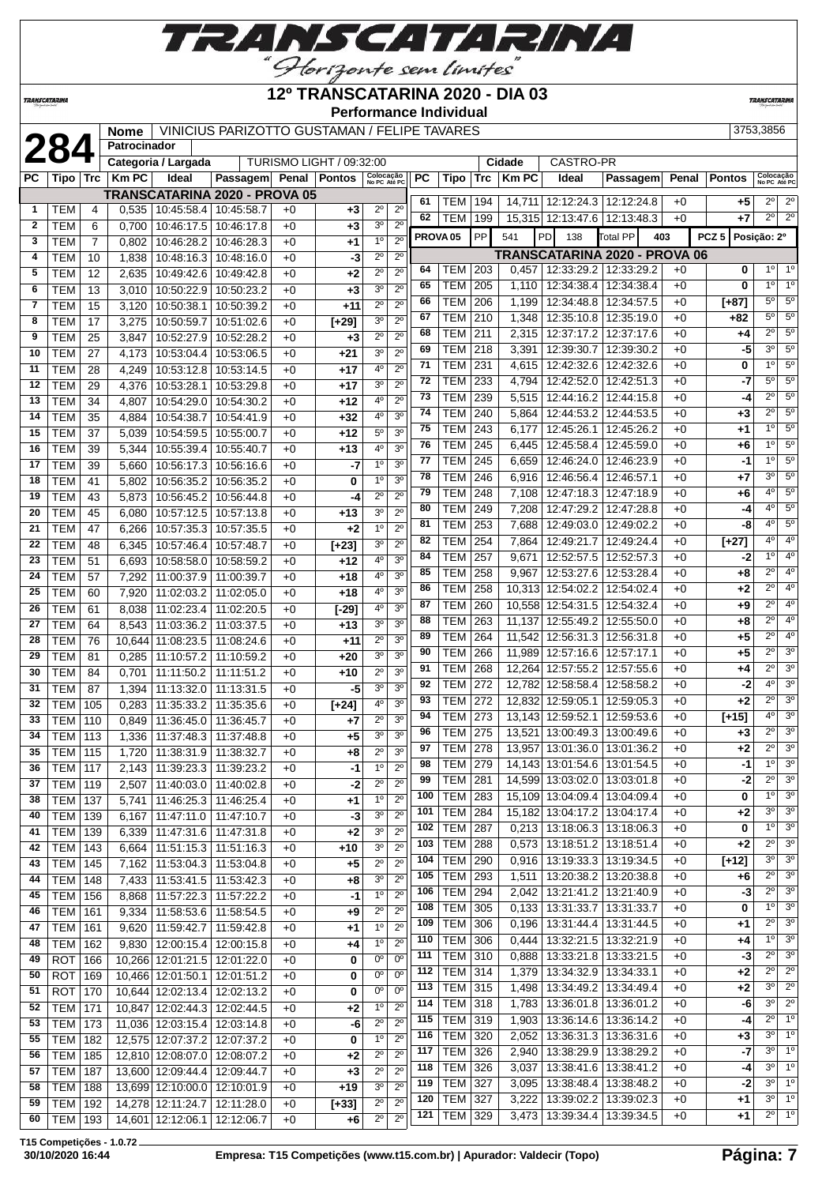# 12º TRANSCATARINA 2020 - DIA 03

**Performance Individual**

**284**

| Nome | VINICIUS PARIZOTTO GUSTAMAN / FELIPE TAVARES | 3753,3856 |
|---|---|---|
| Patrocinador | | |
| Categoria / Largada | TURISMO LIGHT / 09:32:00 | Cidade: CASTRO-PR |

## TRANSCATARINA 2020 - PROVA 05

| PC | Tipo | Trc | Km PC | Ideal | Passagem | Penal | Pontos | Colocação No PC | Colocação Até PC |
|---|---|---|---|---|---|---|---|---|---|
| 1 | TEM | 4 | 0,535 | 10:45:58.4 | 10:45:58.7 | +0 | +3 | 2º | 2º |
| 2 | TEM | 6 | 0,700 | 10:46:17.5 | 10:46:17.8 | +0 | +3 | 3º | 2º |
| 3 | TEM | 7 | 0,802 | 10:46:28.2 | 10:46:28.3 | +0 | +1 | 1º | 2º |
| 4 | TEM | 10 | 1,838 | 10:48:16.3 | 10:48:16.0 | +0 | -3 | 2º | 2º |
| 5 | TEM | 12 | 2,635 | 10:49:42.6 | 10:49:42.8 | +0 | +2 | 2º | 2º |
| 6 | TEM | 13 | 3,010 | 10:50:22.9 | 10:50:23.2 | +0 | +3 | 3º | 2º |
| 7 | TEM | 15 | 3,120 | 10:50:38.1 | 10:50:39.2 | +0 | +11 | 2º | 2º |
| 8 | TEM | 17 | 3,275 | 10:50:59.7 | 10:51:02.6 | +0 | [+29] | 3º | 2º |
| 9 | TEM | 25 | 3,847 | 10:52:27.9 | 10:52:28.2 | +0 | +3 | 2º | 2º |
| 10 | TEM | 27 | 4,173 | 10:53:04.4 | 10:53:06.5 | +0 | +21 | 3º | 2º |
| 11 | TEM | 28 | 4,249 | 10:53:12.8 | 10:53:14.5 | +0 | +17 | 4º | 2º |
| 12 | TEM | 29 | 4,376 | 10:53:28.1 | 10:53:29.8 | +0 | +17 | 3º | 2º |
| 13 | TEM | 34 | 4,807 | 10:54:29.0 | 10:54:30.2 | +0 | +12 | 4º | 2º |
| 14 | TEM | 35 | 4,884 | 10:54:38.7 | 10:54:41.9 | +0 | +32 | 4º | 3º |
| 15 | TEM | 37 | 5,039 | 10:54:59.5 | 10:55:00.7 | +0 | +12 | 5º | 3º |
| 16 | TEM | 39 | 5,344 | 10:55:39.4 | 10:55:40.7 | +0 | +13 | 4º | 3º |
| 17 | TEM | 39 | 5,660 | 10:56:17.3 | 10:56:16.6 | +0 | -7 | 1º | 3º |
| 18 | TEM | 41 | 5,802 | 10:56:35.2 | 10:56:35.2 | +0 | 0 | 1º | 3º |
| 19 | TEM | 43 | 5,873 | 10:56:45.2 | 10:56:44.8 | +0 | -4 | 2º | 2º |
| 20 | TEM | 45 | 6,080 | 10:57:12.5 | 10:57:13.8 | +0 | +13 | 3º | 2º |
| 21 | TEM | 47 | 6,266 | 10:57:35.3 | 10:57:35.5 | +0 | +2 | 1º | 2º |
| 22 | TEM | 48 | 6,345 | 10:57:46.4 | 10:57:48.7 | +0 | [+23] | 3º | 2º |
| 23 | TEM | 51 | 6,693 | 10:58:58.0 | 10:58:59.2 | +0 | +12 | 4º | 3º |
| 24 | TEM | 57 | 7,292 | 11:00:37.9 | 11:00:39.7 | +0 | +18 | 4º | 3º |
| 25 | TEM | 60 | 7,920 | 11:02:03.2 | 11:02:05.0 | +0 | +18 | 4º | 3º |
| 26 | TEM | 61 | 8,038 | 11:02:23.4 | 11:02:20.5 | +0 | [-29] | 4º | 3º |
| 27 | TEM | 64 | 8,543 | 11:03:36.2 | 11:03:37.5 | +0 | +13 | 3º | 3º |
| 28 | TEM | 76 | 10,644 | 11:08:23.5 | 11:08:24.6 | +0 | +11 | 2º | 3º |
| 29 | TEM | 81 | 0,285 | 11:10:57.2 | 11:10:59.2 | +0 | +20 | 3º | 3º |
| 30 | TEM | 84 | 0,701 | 11:11:50.2 | 11:11:51.2 | +0 | +10 | 2º | 3º |
| 31 | TEM | 87 | 1,394 | 11:13:32.0 | 11:13:31.5 | +0 | -5 | 3º | 3º |
| 32 | TEM | 105 | 0,283 | 11:35:33.2 | 11:35:35.6 | +0 | [+24] | 4º | 3º |
| 33 | TEM | 110 | 0,849 | 11:36:45.0 | 11:36:45.7 | +0 | +7 | 2º | 3º |
| 34 | TEM | 113 | 1,336 | 11:37:48.3 | 11:37:48.8 | +0 | +5 | 3º | 3º |
| 35 | TEM | 115 | 1,720 | 11:38:31.9 | 11:38:32.7 | +0 | +8 | 2º | 3º |
| 36 | TEM | 117 | 2,143 | 11:39:23.3 | 11:39:23.2 | +0 | -1 | 1º | 2º |
| 37 | TEM | 119 | 2,507 | 11:40:03.0 | 11:40:02.8 | +0 | -2 | 2º | 2º |
| 38 | TEM | 137 | 5,741 | 11:46:25.3 | 11:46:25.4 | +0 | +1 | 1º | 2º |
| 40 | TEM | 139 | 6,167 | 11:47:11.0 | 11:47:10.7 | +0 | -3 | 3º | 2º |
| 41 | TEM | 139 | 6,339 | 11:47:31.6 | 11:47:31.8 | +0 | +2 | 3º | 2º |
| 42 | TEM | 143 | 6,664 | 11:51:15.3 | 11:51:16.3 | +0 | +10 | 3º | 2º |
| 43 | TEM | 145 | 7,162 | 11:53:04.3 | 11:53:04.8 | +0 | +5 | 2º | 2º |
| 44 | TEM | 148 | 7,433 | 11:53:41.5 | 11:53:42.3 | +0 | +8 | 3º | 2º |
| 45 | TEM | 156 | 8,868 | 11:57:22.3 | 11:57:22.2 | +0 | -1 | 1º | 2º |
| 46 | TEM | 161 | 9,334 | 11:58:53.6 | 11:58:54.5 | +0 | +9 | 2º | 2º |
| 47 | TEM | 161 | 9,620 | 11:59:42.7 | 11:59:42.8 | +0 | +1 | 1º | 2º |
| 48 | TEM | 162 | 9,830 | 12:00:15.4 | 12:00:15.8 | +0 | +4 | 1º | 2º |
| 49 | ROT | 166 | 10,266 | 12:01:21.5 | 12:01:22.0 | +0 | 0 | 0º | 0º |
| 50 | ROT | 169 | 10,466 | 12:01:50.1 | 12:01:51.2 | +0 | 0 | 0º | 0º |
| 51 | ROT | 170 | 10,644 | 12:02:13.4 | 12:02:13.2 | +0 | 0 | 0º | 0º |
| 52 | TEM | 171 | 10,847 | 12:02:44.3 | 12:02:44.5 | +0 | +2 | 1º | 2º |
| 53 | TEM | 173 | 11,036 | 12:03:15.4 | 12:03:14.8 | +0 | -6 | 2º | 2º |
| 55 | TEM | 182 | 12,575 | 12:07:37.2 | 12:07:37.2 | +0 | 0 | 1º | 2º |
| 56 | TEM | 185 | 12,810 | 12:08:07.0 | 12:08:07.2 | +0 | +2 | 2º | 2º |
| 57 | TEM | 187 | 13,600 | 12:09:44.4 | 12:09:44.7 | +0 | +3 | 2º | 2º |
| 58 | TEM | 188 | 13,699 | 12:10:00.0 | 12:10:01.9 | +0 | +19 | 3º | 2º |
| 59 | TEM | 192 | 14,278 | 12:11:24.7 | 12:11:28.0 | +0 | [+33] | 2º | 2º |
| 60 | TEM | 193 | 14,601 | 12:12:06.1 | 12:12:06.7 | +0 | +6 | 2º | 2º |
| 61 | TEM | 194 | 14,711 | 12:12:24.3 | 12:12:24.8 | +0 | +5 | 2º | 2º |
| 62 | TEM | 199 | 15,315 | 12:13:47.6 | 12:13:48.3 | +0 | +7 | 2º | 2º |

**PROVA 05** | PP 541 | PD 138 | Total PP 403 | PCZ 5 | Posição: 2º

## TRANSCATARINA 2020 - PROVA 06

| PC | Tipo | Trc | Km PC | Ideal | Passagem | Penal | Pontos | Colocação No PC | Colocação Até PC |
|---|---|---|---|---|---|---|---|---|---|
| 64 | TEM | 203 | 0,457 | 12:33:29.2 | 12:33:29.2 | +0 | 0 | 1º | 1º |
| 65 | TEM | 205 | 1,110 | 12:34:38.4 | 12:34:38.4 | +0 | 0 | 1º | 1º |
| 66 | TEM | 206 | 1,199 | 12:34:48.8 | 12:34:57.5 | +0 | [+87] | 5º | 5º |
| 67 | TEM | 210 | 1,348 | 12:35:10.8 | 12:35:19.0 | +0 | +82 | 5º | 5º |
| 68 | TEM | 211 | 2,315 | 12:37:17.2 | 12:37:17.6 | +0 | +4 | 2º | 5º |
| 69 | TEM | 218 | 3,391 | 12:39:30.7 | 12:39:30.2 | +0 | -5 | 3º | 5º |
| 71 | TEM | 231 | 4,615 | 12:42:32.6 | 12:42:32.6 | +0 | 0 | 1º | 5º |
| 72 | TEM | 233 | 4,794 | 12:42:52.0 | 12:42:51.3 | +0 | -7 | 5º | 5º |
| 73 | TEM | 239 | 5,515 | 12:44:16.2 | 12:44:15.8 | +0 | -4 | 2º | 5º |
| 74 | TEM | 240 | 5,864 | 12:44:53.2 | 12:44:53.5 | +0 | +3 | 2º | 5º |
| 75 | TEM | 243 | 6,177 | 12:45:26.1 | 12:45:26.2 | +0 | +1 | 1º | 5º |
| 76 | TEM | 245 | 6,445 | 12:45:58.4 | 12:45:59.0 | +0 | +6 | 1º | 5º |
| 77 | TEM | 245 | 6,659 | 12:46:24.0 | 12:46:23.9 | +0 | -1 | 1º | 5º |
| 78 | TEM | 246 | 6,916 | 12:46:56.4 | 12:46:57.1 | +0 | +7 | 3º | 5º |
| 79 | TEM | 248 | 7,108 | 12:47:18.3 | 12:47:18.9 | +0 | +6 | 4º | 5º |
| 80 | TEM | 249 | 7,208 | 12:47:29.2 | 12:47:28.8 | +0 | -4 | 4º | 5º |
| 81 | TEM | 253 | 7,688 | 12:49:03.0 | 12:49:02.2 | +0 | -8 | 4º | 5º |
| 82 | TEM | 254 | 7,864 | 12:49:21.7 | 12:49:24.4 | +0 | [+27] | 4º | 4º |
| 84 | TEM | 257 | 9,671 | 12:52:57.5 | 12:52:57.3 | +0 | -2 | 1º | 4º |
| 85 | TEM | 258 | 9,967 | 12:53:27.6 | 12:53:28.4 | +0 | +8 | 2º | 4º |
| 86 | TEM | 258 | 10,313 | 12:54:02.2 | 12:54:02.4 | +0 | +2 | 2º | 4º |
| 87 | TEM | 260 | 10,558 | 12:54:31.5 | 12:54:32.4 | +0 | +9 | 2º | 4º |
| 88 | TEM | 263 | 11,137 | 12:55:49.2 | 12:55:50.0 | +0 | +8 | 2º | 4º |
| 89 | TEM | 264 | 11,542 | 12:56:31.3 | 12:56:31.8 | +0 | +5 | 2º | 4º |
| 90 | TEM | 266 | 11,989 | 12:57:16.6 | 12:57:17.1 | +0 | +5 | 2º | 3º |
| 91 | TEM | 268 | 12,264 | 12:57:55.2 | 12:57:55.6 | +0 | +4 | 2º | 3º |
| 92 | TEM | 272 | 12,782 | 12:58:58.4 | 12:58:58.2 | +0 | -2 | 4º | 3º |
| 93 | TEM | 272 | 12,832 | 12:59:05.1 | 12:59:05.3 | +0 | +2 | 2º | 3º |
| 94 | TEM | 273 | 13,143 | 12:59:52.1 | 12:59:53.6 | +0 | [+15] | 4º | 3º |
| 96 | TEM | 275 | 13,521 | 13:00:49.3 | 13:00:49.6 | +0 | +3 | 2º | 3º |
| 97 | TEM | 278 | 13,957 | 13:01:36.0 | 13:01:36.2 | +0 | +2 | 2º | 3º |
| 98 | TEM | 279 | 14,143 | 13:01:54.6 | 13:01:54.5 | +0 | -1 | 1º | 3º |
| 99 | TEM | 281 | 14,599 | 13:03:02.0 | 13:03:01.8 | +0 | -2 | 2º | 3º |
| 100 | TEM | 283 | 15,109 | 13:04:09.4 | 13:04:09.4 | +0 | 0 | 1º | 3º |
| 101 | TEM | 284 | 15,182 | 13:04:17.2 | 13:04:17.4 | +0 | +2 | 3º | 3º |
| 102 | TEM | 287 | 0,213 | 13:18:06.3 | 13:18:06.3 | +0 | 0 | 1º | 3º |
| 103 | TEM | 288 | 0,573 | 13:18:51.2 | 13:18:51.4 | +0 | +2 | 2º | 3º |
| 104 | TEM | 290 | 0,916 | 13:19:33.3 | 13:19:34.5 | +0 | [+12] | 3º | 3º |
| 105 | TEM | 293 | 1,511 | 13:20:38.2 | 13:20:38.8 | +0 | +6 | 2º | 3º |
| 106 | TEM | 294 | 2,042 | 13:21:41.2 | 13:21:40.9 | +0 | -3 | 2º | 3º |
| 108 | TEM | 305 | 0,133 | 13:31:33.7 | 13:31:33.7 | +0 | 0 | 1º | 3º |
| 109 | TEM | 306 | 0,196 | 13:31:44.4 | 13:31:44.5 | +0 | +1 | 2º | 3º |
| 110 | TEM | 306 | 0,444 | 13:32:21.5 | 13:32:21.9 | +0 | +4 | 1º | 3º |
| 111 | TEM | 310 | 0,888 | 13:33:21.8 | 13:33:21.5 | +0 | -3 | 2º | 3º |
| 112 | TEM | 314 | 1,379 | 13:34:32.9 | 13:34:33.1 | +0 | +2 | 2º | 2º |
| 113 | TEM | 315 | 1,498 | 13:34:49.2 | 13:34:49.4 | +0 | +2 | 3º | 2º |
| 114 | TEM | 318 | 1,783 | 13:36:01.8 | 13:36:01.2 | +0 | -6 | 3º | 2º |
| 115 | TEM | 319 | 1,903 | 13:36:14.6 | 13:36:14.2 | +0 | -4 | 2º | 1º |
| 116 | TEM | 320 | 2,052 | 13:36:31.3 | 13:36:31.6 | +0 | +3 | 3º | 1º |
| 117 | TEM | 326 | 2,940 | 13:38:29.9 | 13:38:29.2 | +0 | -7 | 3º | 1º |
| 118 | TEM | 326 | 3,037 | 13:38:41.6 | 13:38:41.2 | +0 | -4 | 3º | 1º |
| 119 | TEM | 327 | 3,095 | 13:38:48.4 | 13:38:48.2 | +0 | -2 | 3º | 1º |
| 120 | TEM | 327 | 3,222 | 13:39:02.2 | 13:39:02.3 | +0 | +1 | 3º | 1º |
| 121 | TEM | 329 | 3,473 | 13:39:34.4 | 13:39:34.5 | +0 | +1 | 2º | 1º |

T15 Competições - 1.0.72
30/10/2020 16:44 — Empresa: T15 Competições (www.t15.com.br) | Apurador: Valdecir (Topo)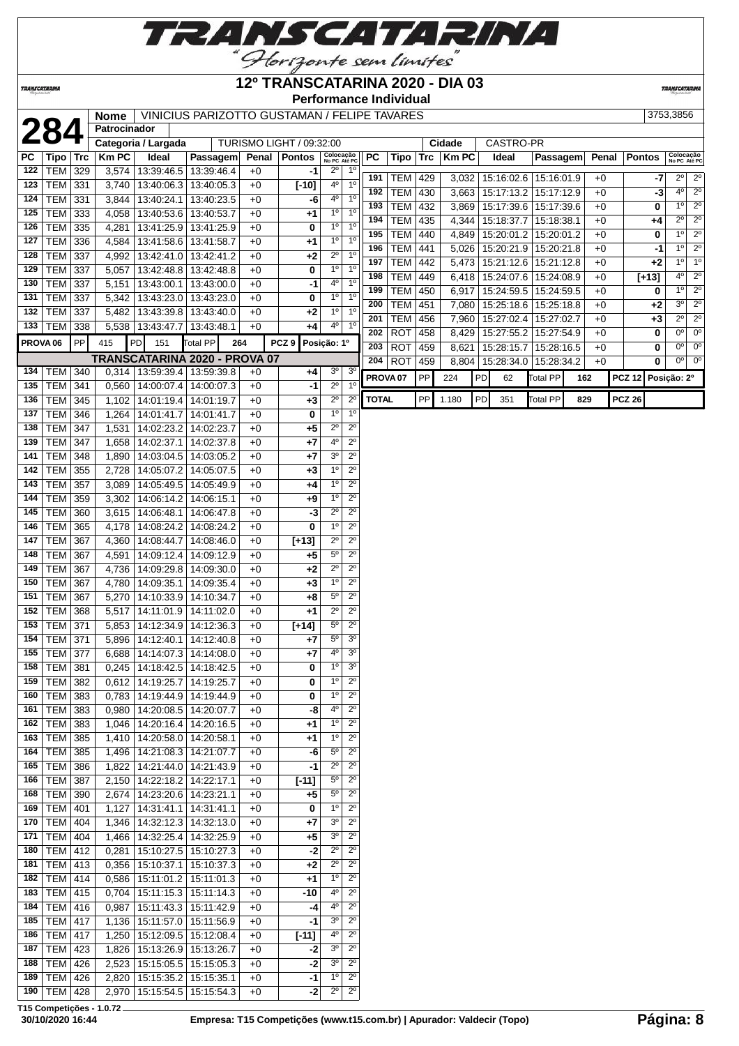# 12º TRANSCATARINA 2020 - DIA 03

**Performance Individual**

| **284** | Nome | VINICIUS PARIZOTTO GUSTAMAN / FELIPE TAVARES | 3753,3856 |
|---|---|---|---|
| | Patrocinador | | |
| | Categoria / Largada | TURISMO LIGHT / 09:32:00 | Cidade: CASTRO-PR |

| PC | Tipo | Trc | Km PC | Ideal | Passagem | Penal | Pontos | Colocação No PC | Colocação Até PC |
|---|---|---|---|---|---|---|---|---|---|
| 122 | TEM | 329 | 3,574 | 13:39:46.5 | 13:39:46.4 | +0 | -1 | 2º | 1º |
| 123 | TEM | 331 | 3,740 | 13:40:06.3 | 13:40:05.3 | +0 | [-10] | 4º | 1º |
| 124 | TEM | 331 | 3,844 | 13:40:24.1 | 13:40:23.5 | +0 | -6 | 4º | 1º |
| 125 | TEM | 333 | 4,058 | 13:40:53.6 | 13:40:53.7 | +0 | +1 | 1º | 1º |
| 126 | TEM | 335 | 4,281 | 13:41:25.9 | 13:41:25.9 | +0 | 0 | 1º | 1º |
| 127 | TEM | 336 | 4,584 | 13:41:58.6 | 13:41:58.7 | +0 | +1 | 1º | 1º |
| 128 | TEM | 337 | 4,992 | 13:42:41.0 | 13:42:41.2 | +0 | +2 | 2º | 1º |
| 129 | TEM | 337 | 5,057 | 13:42:48.8 | 13:42:48.8 | +0 | 0 | 1º | 1º |
| 130 | TEM | 337 | 5,151 | 13:43:00.1 | 13:43:00.0 | +0 | -1 | 4º | 1º |
| 131 | TEM | 337 | 5,342 | 13:43:23.0 | 13:43:23.0 | +0 | 0 | 1º | 1º |
| 132 | TEM | 337 | 5,482 | 13:43:39.8 | 13:43:40.0 | +0 | +2 | 1º | 1º |
| 133 | TEM | 338 | 5,538 | 13:43:47.7 | 13:43:48.1 | +0 | +4 | 4º | 1º |
| PROVA 06 | PP | 415 | PD | 151 | Total PP | 264 | PCZ 9 | Posição: 1º | |
| **TRANSCATARINA 2020 - PROVA 07** | | | | | | | | | |
| 134 | TEM | 340 | 0,314 | 13:59:39.4 | 13:59:39.8 | +0 | +4 | 3º | 3º |
| 135 | TEM | 341 | 0,560 | 14:00:07.4 | 14:00:07.3 | +0 | -1 | 2º | 1º |
| 136 | TEM | 345 | 1,102 | 14:01:19.4 | 14:01:19.7 | +0 | +3 | 2º | 2º |
| 137 | TEM | 346 | 1,264 | 14:01:41.7 | 14:01:41.7 | +0 | 0 | 1º | 1º |
| 138 | TEM | 347 | 1,531 | 14:02:23.2 | 14:02:23.7 | +0 | +5 | 2º | 2º |
| 139 | TEM | 347 | 1,658 | 14:02:37.1 | 14:02:37.8 | +0 | +7 | 4º | 2º |
| 141 | TEM | 348 | 1,890 | 14:03:04.5 | 14:03:05.2 | +0 | +7 | 3º | 2º |
| 142 | TEM | 355 | 2,728 | 14:05:07.2 | 14:05:07.5 | +0 | +3 | 1º | 2º |
| 143 | TEM | 357 | 3,089 | 14:05:49.5 | 14:05:49.9 | +0 | +4 | 1º | 2º |
| 144 | TEM | 359 | 3,302 | 14:06:14.2 | 14:06:15.1 | +0 | +9 | 1º | 2º |
| 145 | TEM | 360 | 3,615 | 14:06:48.1 | 14:06:47.8 | +0 | -3 | 2º | 2º |
| 146 | TEM | 365 | 4,178 | 14:08:24.2 | 14:08:24.2 | +0 | 0 | 1º | 2º |
| 147 | TEM | 367 | 4,360 | 14:08:44.7 | 14:08:46.0 | +0 | [+13] | 2º | 2º |
| 148 | TEM | 367 | 4,591 | 14:09:12.4 | 14:09:12.9 | +0 | +5 | 5º | 2º |
| 149 | TEM | 367 | 4,736 | 14:09:29.8 | 14:09:30.0 | +0 | +2 | 2º | 2º |
| 150 | TEM | 367 | 4,780 | 14:09:35.1 | 14:09:35.4 | +0 | +3 | 1º | 2º |
| 151 | TEM | 367 | 5,270 | 14:10:33.9 | 14:10:34.7 | +0 | +8 | 5º | 2º |
| 152 | TEM | 368 | 5,517 | 14:11:01.9 | 14:11:02.0 | +0 | +1 | 2º | 2º |
| 153 | TEM | 371 | 5,853 | 14:12:34.9 | 14:12:36.3 | +0 | [+14] | 5º | 2º |
| 154 | TEM | 371 | 5,896 | 14:12:40.1 | 14:12:40.8 | +0 | +7 | 5º | 3º |
| 155 | TEM | 377 | 6,688 | 14:14:07.3 | 14:14:08.0 | +0 | +7 | 4º | 3º |
| 158 | TEM | 381 | 0,245 | 14:18:42.5 | 14:18:42.5 | +0 | 0 | 1º | 3º |
| 159 | TEM | 382 | 0,612 | 14:19:25.7 | 14:19:25.7 | +0 | 0 | 1º | 2º |
| 160 | TEM | 383 | 0,783 | 14:19:44.9 | 14:19:44.9 | +0 | 0 | 1º | 2º |
| 161 | TEM | 383 | 0,980 | 14:20:08.5 | 14:20:07.7 | +0 | -8 | 4º | 2º |
| 162 | TEM | 383 | 1,046 | 14:20:16.4 | 14:20:16.5 | +0 | +1 | 1º | 2º |
| 163 | TEM | 385 | 1,410 | 14:20:58.0 | 14:20:58.1 | +0 | +1 | 1º | 2º |
| 164 | TEM | 385 | 1,496 | 14:21:08.3 | 14:21:07.7 | +0 | -6 | 5º | 2º |
| 165 | TEM | 386 | 1,822 | 14:21:44.0 | 14:21:43.9 | +0 | -1 | 2º | 2º |
| 166 | TEM | 387 | 2,150 | 14:22:18.2 | 14:22:17.1 | +0 | [-11] | 5º | 2º |
| 168 | TEM | 390 | 2,674 | 14:23:20.6 | 14:23:21.1 | +0 | +5 | 5º | 2º |
| 169 | TEM | 401 | 1,127 | 14:31:41.1 | 14:31:41.1 | +0 | 0 | 1º | 2º |
| 170 | TEM | 404 | 1,346 | 14:32:12.3 | 14:32:13.0 | +0 | +7 | 3º | 2º |
| 171 | TEM | 404 | 1,466 | 14:32:25.4 | 14:32:25.9 | +0 | +5 | 3º | 2º |
| 180 | TEM | 412 | 0,281 | 15:10:27.5 | 15:10:27.3 | +0 | -2 | 2º | 2º |
| 181 | TEM | 413 | 0,356 | 15:10:37.1 | 15:10:37.3 | +0 | +2 | 2º | 2º |
| 182 | TEM | 414 | 0,586 | 15:11:01.2 | 15:11:01.3 | +0 | +1 | 1º | 2º |
| 183 | TEM | 415 | 0,704 | 15:11:15.3 | 15:11:14.3 | +0 | -10 | 4º | 2º |
| 184 | TEM | 416 | 0,987 | 15:11:43.3 | 15:11:42.9 | +0 | -4 | 4º | 2º |
| 185 | TEM | 417 | 1,136 | 15:11:57.0 | 15:11:56.9 | +0 | -1 | 3º | 2º |
| 186 | TEM | 417 | 1,250 | 15:12:09.5 | 15:12:08.4 | +0 | [-11] | 4º | 2º |
| 187 | TEM | 423 | 1,826 | 15:13:26.9 | 15:13:26.7 | +0 | -2 | 3º | 2º |
| 188 | TEM | 426 | 2,523 | 15:15:05.5 | 15:15:05.3 | +0 | -2 | 3º | 2º |
| 189 | TEM | 426 | 2,820 | 15:15:35.2 | 15:15:35.1 | +0 | -1 | 1º | 2º |
| 190 | TEM | 428 | 2,970 | 15:15:54.5 | 15:15:54.3 | +0 | -2 | 2º | 2º |
| 191 | TEM | 429 | 3,032 | 15:16:02.6 | 15:16:01.9 | +0 | -7 | 2º | 2º |
| 192 | TEM | 430 | 3,663 | 15:17:13.2 | 15:17:12.9 | +0 | -3 | 4º | 2º |
| 193 | TEM | 432 | 3,869 | 15:17:39.6 | 15:17:39.6 | +0 | 0 | 1º | 2º |
| 194 | TEM | 435 | 4,344 | 15:18:37.7 | 15:18:38.1 | +0 | +4 | 2º | 2º |
| 195 | TEM | 440 | 4,849 | 15:20:01.2 | 15:20:01.2 | +0 | 0 | 1º | 2º |
| 196 | TEM | 441 | 5,026 | 15:20:21.9 | 15:20:21.8 | +0 | -1 | 1º | 2º |
| 197 | TEM | 442 | 5,473 | 15:21:12.6 | 15:21:12.8 | +0 | +2 | 1º | 1º |
| 198 | TEM | 449 | 6,418 | 15:24:07.6 | 15:24:08.9 | +0 | [+13] | 4º | 2º |
| 199 | TEM | 450 | 6,917 | 15:24:59.5 | 15:24:59.5 | +0 | 0 | 1º | 2º |
| 200 | TEM | 451 | 7,080 | 15:25:18.6 | 15:25:18.8 | +0 | +2 | 3º | 2º |
| 201 | TEM | 456 | 7,960 | 15:27:02.4 | 15:27:02.7 | +0 | +3 | 2º | 2º |
| 202 | ROT | 458 | 8,429 | 15:27:55.2 | 15:27:54.9 | +0 | 0 | 0º | 0º |
| 203 | ROT | 459 | 8,621 | 15:28:15.7 | 15:28:16.5 | +0 | 0 | 0º | 0º |
| 204 | ROT | 459 | 8,804 | 15:28:34.0 | 15:28:34.2 | +0 | 0 | 0º | 0º |
| PROVA 07 | PP | 224 | PD | 62 | Total PP | 162 | PCZ 12 | Posição: 2º | |
| TOTAL | PP | 1.180 | PD | 351 | Total PP | 829 | PCZ 26 | | |

T15 Competições - 1.0.72

30/10/2020 16:44 — Empresa: T15 Competições (www.t15.com.br) | Apurador: Valdecir (Topo)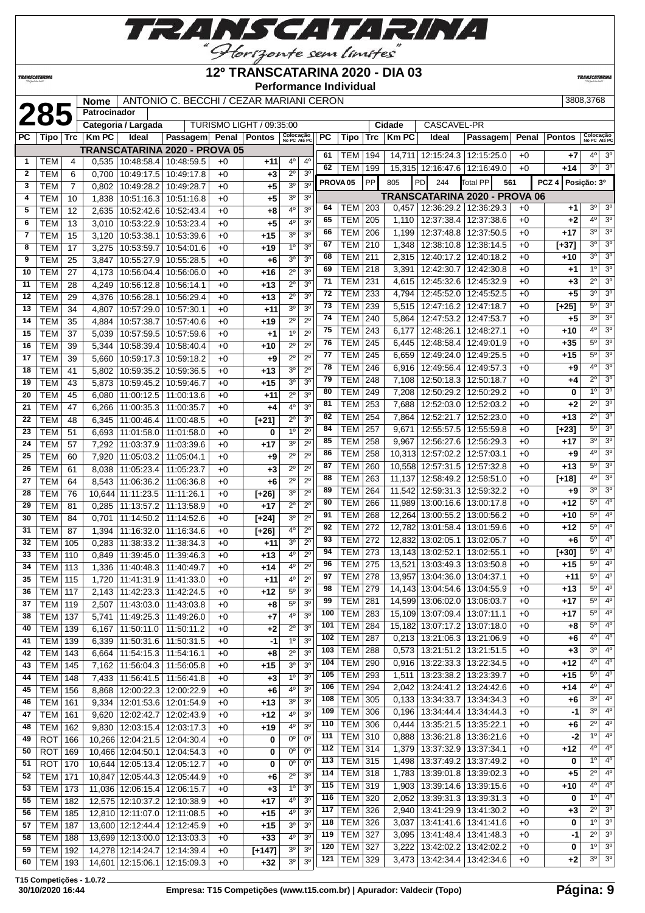# 12º TRANSCATARINA 2020 - DIA 03

**Performance Individual**

**285**

| Nome | ANTONIO C. BECCHI / CEZAR MARIANI CERON | | 3808,3768 |
|---|---|---|---|
| Patrocinador | | | |
| Categoria / Largada | TURISMO LIGHT / 09:35:00 | Cidade | CASCAVEL-PR |

| PC | Tipo | Trc | Km PC | Ideal | Passagem | Penal | Pontos | Colocação No PC | Colocação Até PC |
|---|---|---|---|---|---|---|---|---|---|
| **TRANSCATARINA 2020 - PROVA 05** | | | | | | | | | |
| 1 | TEM | 4 | 0,535 | 10:48:58.4 | 10:48:59.5 | +0 | +11 | 4º | 4º |
| 2 | TEM | 6 | 0,700 | 10:49:17.5 | 10:49:17.8 | +0 | +3 | 2º | 3º |
| 3 | TEM | 7 | 0,802 | 10:49:28.2 | 10:49:28.7 | +0 | +5 | 3º | 3º |
| 4 | TEM | 10 | 1,838 | 10:51:16.3 | 10:51:16.8 | +0 | +5 | 3º | 3º |
| 5 | TEM | 12 | 2,635 | 10:52:42.6 | 10:52:43.4 | +0 | +8 | 4º | 3º |
| 6 | TEM | 13 | 3,010 | 10:53:22.9 | 10:53:23.4 | +0 | +5 | 4º | 3º |
| 7 | TEM | 15 | 3,120 | 10:53:38.1 | 10:53:39.6 | +0 | +15 | 3º | 3º |
| 8 | TEM | 17 | 3,275 | 10:53:59.7 | 10:54:01.6 | +0 | +19 | 1º | 3º |
| 9 | TEM | 25 | 3,847 | 10:55:27.9 | 10:55:28.5 | +0 | +6 | 3º | 3º |
| 10 | TEM | 27 | 4,173 | 10:56:04.4 | 10:56:06.0 | +0 | +16 | 2º | 3º |
| 11 | TEM | 28 | 4,249 | 10:56:12.8 | 10:56:14.1 | +0 | +13 | 2º | 3º |
| 12 | TEM | 29 | 4,376 | 10:56:28.1 | 10:56:29.4 | +0 | +13 | 2º | 3º |
| 13 | TEM | 34 | 4,807 | 10:57:29.0 | 10:57:30.1 | +0 | +11 | 3º | 3º |
| 14 | TEM | 35 | 4,884 | 10:57:38.7 | 10:57:40.6 | +0 | +19 | 2º | 2º |
| 15 | TEM | 37 | 5,039 | 10:57:59.5 | 10:57:59.6 | +0 | +1 | 1º | 2º |
| 16 | TEM | 39 | 5,344 | 10:58:39.4 | 10:58:40.4 | +0 | +10 | 2º | 2º |
| 17 | TEM | 39 | 5,660 | 10:59:17.3 | 10:59:18.2 | +0 | +9 | 2º | 2º |
| 18 | TEM | 41 | 5,802 | 10:59:35.2 | 10:59:36.5 | +0 | +13 | 3º | 2º |
| 19 | TEM | 43 | 5,873 | 10:59:45.2 | 10:59:46.7 | +0 | +15 | 3º | 3º |
| 20 | TEM | 45 | 6,080 | 11:00:12.5 | 11:00:13.6 | +0 | +11 | 2º | 3º |
| 21 | TEM | 47 | 6,266 | 11:00:35.3 | 11:00:35.7 | +0 | +4 | 4º | 3º |
| 22 | TEM | 48 | 6,345 | 11:00:46.4 | 11:00:48.5 | +0 | [+21] | 2º | 3º |
| 23 | TEM | 51 | 6,693 | 11:01:58.0 | 11:01:58.0 | +0 | 0 | 1º | 2º |
| 24 | TEM | 57 | 7,292 | 11:03:37.9 | 11:03:39.6 | +0 | +17 | 3º | 2º |
| 25 | TEM | 60 | 7,920 | 11:05:03.2 | 11:05:04.1 | +0 | +9 | 2º | 2º |
| 26 | TEM | 61 | 8,038 | 11:05:23.4 | 11:05:23.7 | +0 | +3 | 2º | 2º |
| 27 | TEM | 64 | 8,543 | 11:06:36.2 | 11:06:36.8 | +0 | +6 | 2º | 2º |
| 28 | TEM | 76 | 10,644 | 11:11:23.5 | 11:11:26.1 | +0 | [+26] | 3º | 2º |
| 29 | TEM | 81 | 0,285 | 11:13:57.2 | 11:13:58.9 | +0 | +17 | 2º | 2º |
| 30 | TEM | 84 | 0,701 | 11:14:50.2 | 11:14:52.6 | +0 | [+24] | 3º | 2º |
| 31 | TEM | 87 | 1,394 | 11:16:32.0 | 11:16:34.6 | +0 | [+26] | 4º | 2º |
| 32 | TEM | 105 | 0,283 | 11:38:33.2 | 11:38:34.3 | +0 | +11 | 3º | 2º |
| 33 | TEM | 110 | 0,849 | 11:39:45.0 | 11:39:46.3 | +0 | +13 | 4º | 2º |
| 34 | TEM | 113 | 1,336 | 11:40:48.3 | 11:40:49.7 | +0 | +14 | 4º | 2º |
| 35 | TEM | 115 | 1,720 | 11:41:31.9 | 11:41:33.0 | +0 | +11 | 4º | 2º |
| 36 | TEM | 117 | 2,143 | 11:42:23.3 | 11:42:24.5 | +0 | +12 | 5º | 3º |
| 37 | TEM | 119 | 2,507 | 11:43:03.0 | 11:43:03.8 | +0 | +8 | 5º | 3º |
| 38 | TEM | 137 | 5,741 | 11:49:25.3 | 11:49:26.0 | +0 | +7 | 4º | 3º |
| 40 | TEM | 139 | 6,167 | 11:50:11.0 | 11:50:11.2 | +0 | +2 | 2º | 3º |
| 41 | TEM | 139 | 6,339 | 11:50:31.6 | 11:50:31.5 | +0 | -1 | 1º | 3º |
| 42 | TEM | 143 | 6,664 | 11:54:15.3 | 11:54:16.1 | +0 | +8 | 2º | 3º |
| 43 | TEM | 145 | 7,162 | 11:56:04.3 | 11:56:05.8 | +0 | +15 | 3º | 3º |
| 44 | TEM | 148 | 7,433 | 11:56:41.5 | 11:56:41.8 | +0 | +3 | 1º | 3º |
| 45 | TEM | 156 | 8,868 | 12:00:22.3 | 12:00:22.9 | +0 | +6 | 4º | 3º |
| 46 | TEM | 161 | 9,334 | 12:01:53.6 | 12:01:54.9 | +0 | +13 | 3º | 3º |
| 47 | TEM | 161 | 9,620 | 12:02:42.7 | 12:02:43.9 | +0 | +12 | 4º | 3º |
| 48 | TEM | 162 | 9,830 | 12:03:15.4 | 12:03:17.3 | +0 | +19 | 4º | 3º |
| 49 | ROT | 166 | 10,266 | 12:04:21.5 | 12:04:30.4 | +0 | 0 | 0º | 0º |
| 50 | ROT | 169 | 10,466 | 12:04:50.1 | 12:04:54.3 | +0 | 0 | 0º | 0º |
| 51 | ROT | 170 | 10,644 | 12:05:13.4 | 12:05:12.7 | +0 | 0 | 0º | 0º |
| 52 | TEM | 171 | 10,847 | 12:05:44.3 | 12:05:44.9 | +0 | +6 | 2º | 3º |
| 53 | TEM | 173 | 11,036 | 12:06:15.4 | 12:06:15.7 | +0 | +3 | 1º | 3º |
| 55 | TEM | 182 | 12,575 | 12:10:37.2 | 12:10:38.9 | +0 | +17 | 4º | 3º |
| 56 | TEM | 185 | 12,810 | 12:11:07.0 | 12:11:08.5 | +0 | +15 | 4º | 3º |
| 57 | TEM | 187 | 13,600 | 12:12:44.4 | 12:12:45.9 | +0 | +15 | 3º | 3º |
| 58 | TEM | 188 | 13,699 | 12:13:00.0 | 12:13:03.3 | +0 | +33 | 4º | 3º |
| 59 | TEM | 192 | 14,278 | 12:14:24.7 | 12:14:39.4 | +0 | [+147] | 3º | 3º |
| 60 | TEM | 193 | 14,601 | 12:15:06.1 | 12:15:09.3 | +0 | +32 | 3º | 3º |
| 61 | TEM | 194 | 14,711 | 12:15:24.3 | 12:15:25.0 | +0 | +7 | 4º | 3º |
| 62 | TEM | 199 | 15,315 | 12:16:47.6 | 12:16:49.0 | +0 | +14 | 3º | 3º |
| **PROVA 05** | PP | 805 | PD 244 | Total PP 561 | | PCZ 4 | Posição: 3º | | |
| **TRANSCATARINA 2020 - PROVA 06** | | | | | | | | | |
| 64 | TEM | 203 | 0,457 | 12:36:29.2 | 12:36:29.3 | +0 | +1 | 3º | 3º |
| 65 | TEM | 205 | 1,110 | 12:37:38.4 | 12:37:38.6 | +0 | +2 | 4º | 3º |
| 66 | TEM | 206 | 1,199 | 12:37:48.8 | 12:37:50.5 | +0 | +17 | 3º | 3º |
| 67 | TEM | 210 | 1,348 | 12:38:10.8 | 12:38:14.5 | +0 | [+37] | 3º | 3º |
| 68 | TEM | 211 | 2,315 | 12:40:17.2 | 12:40:18.2 | +0 | +10 | 3º | 3º |
| 69 | TEM | 218 | 3,391 | 12:42:30.7 | 12:42:30.8 | +0 | +1 | 1º | 3º |
| 71 | TEM | 231 | 4,615 | 12:45:32.6 | 12:45:32.9 | +0 | +3 | 2º | 3º |
| 72 | TEM | 233 | 4,794 | 12:45:52.0 | 12:45:52.5 | +0 | +5 | 3º | 3º |
| 73 | TEM | 239 | 5,515 | 12:47:16.2 | 12:47:18.7 | +0 | [+25] | 5º | 3º |
| 74 | TEM | 240 | 5,864 | 12:47:53.2 | 12:47:53.7 | +0 | +5 | 3º | 3º |
| 75 | TEM | 243 | 6,177 | 12:48:26.1 | 12:48:27.1 | +0 | +10 | 4º | 3º |
| 76 | TEM | 245 | 6,445 | 12:48:58.4 | 12:49:01.9 | +0 | +35 | 5º | 3º |
| 77 | TEM | 245 | 6,659 | 12:49:24.0 | 12:49:25.5 | +0 | +15 | 5º | 3º |
| 78 | TEM | 246 | 6,916 | 12:49:56.4 | 12:49:57.3 | +0 | +9 | 4º | 3º |
| 79 | TEM | 248 | 7,108 | 12:50:18.3 | 12:50:18.7 | +0 | +4 | 2º | 3º |
| 80 | TEM | 249 | 7,208 | 12:50:29.2 | 12:50:29.2 | +0 | 0 | 1º | 3º |
| 81 | TEM | 253 | 7,688 | 12:52:03.0 | 12:52:03.2 | +0 | +2 | 2º | 3º |
| 82 | TEM | 254 | 7,864 | 12:52:21.7 | 12:52:23.0 | +0 | +13 | 2º | 3º |
| 84 | TEM | 257 | 9,671 | 12:55:57.5 | 12:55:59.8 | +0 | [+23] | 5º | 3º |
| 85 | TEM | 258 | 9,967 | 12:56:27.6 | 12:56:29.3 | +0 | +17 | 3º | 3º |
| 86 | TEM | 258 | 10,313 | 12:57:02.2 | 12:57:03.1 | +0 | +9 | 4º | 3º |
| 87 | TEM | 260 | 10,558 | 12:57:31.5 | 12:57:32.8 | +0 | +13 | 5º | 3º |
| 88 | TEM | 263 | 11,137 | 12:58:49.2 | 12:58:51.0 | +0 | [+18] | 4º | 3º |
| 89 | TEM | 264 | 11,542 | 12:59:31.3 | 12:59:32.2 | +0 | +9 | 3º | 3º |
| 90 | TEM | 266 | 11,989 | 13:00:16.6 | 13:00:17.8 | +0 | +12 | 5º | 4º |
| 91 | TEM | 268 | 12,264 | 13:00:55.2 | 13:00:56.2 | +0 | +10 | 5º | 4º |
| 92 | TEM | 272 | 12,782 | 13:01:58.4 | 13:01:59.6 | +0 | +12 | 5º | 4º |
| 93 | TEM | 272 | 12,832 | 13:02:05.1 | 13:02:05.7 | +0 | +6 | 5º | 4º |
| 94 | TEM | 273 | 13,143 | 13:02:52.1 | 13:02:55.1 | +0 | [+30] | 5º | 4º |
| 96 | TEM | 275 | 13,521 | 13:03:49.3 | 13:03:50.8 | +0 | +15 | 5º | 4º |
| 97 | TEM | 278 | 13,957 | 13:04:36.0 | 13:04:37.1 | +0 | +11 | 5º | 4º |
| 98 | TEM | 279 | 14,143 | 13:04:54.6 | 13:04:55.9 | +0 | +13 | 5º | 4º |
| 99 | TEM | 281 | 14,599 | 13:06:02.0 | 13:06:03.7 | +0 | +17 | 5º | 4º |
| 100 | TEM | 283 | 15,109 | 13:07:09.4 | 13:07:11.1 | +0 | +17 | 5º | 4º |
| 101 | TEM | 284 | 15,182 | 13:07:17.2 | 13:07:18.0 | +0 | +8 | 5º | 4º |
| 102 | TEM | 287 | 0,213 | 13:21:06.3 | 13:21:06.9 | +0 | +6 | 4º | 4º |
| 103 | TEM | 288 | 0,573 | 13:21:51.2 | 13:21:51.5 | +0 | +3 | 3º | 4º |
| 104 | TEM | 290 | 0,916 | 13:22:33.3 | 13:22:34.5 | +0 | +12 | 4º | 4º |
| 105 | TEM | 293 | 1,511 | 13:23:38.2 | 13:23:39.7 | +0 | +15 | 5º | 4º |
| 106 | TEM | 294 | 2,042 | 13:24:41.2 | 13:24:42.6 | +0 | +14 | 4º | 4º |
| 108 | TEM | 305 | 0,133 | 13:34:33.7 | 13:34:34.3 | +0 | +6 | 3º | 4º |
| 109 | TEM | 306 | 0,196 | 13:34:44.4 | 13:34:44.3 | +0 | -1 | 3º | 4º |
| 110 | TEM | 306 | 0,444 | 13:35:21.5 | 13:35:22.1 | +0 | +6 | 2º | 4º |
| 111 | TEM | 310 | 0,888 | 13:36:21.8 | 13:36:21.6 | +0 | -2 | 1º | 4º |
| 112 | TEM | 314 | 1,379 | 13:37:32.9 | 13:37:34.1 | +0 | +12 | 4º | 4º |
| 113 | TEM | 315 | 1,498 | 13:37:49.2 | 13:37:49.2 | +0 | 0 | 1º | 4º |
| 114 | TEM | 318 | 1,783 | 13:39:01.8 | 13:39:02.3 | +0 | +5 | 2º | 4º |
| 115 | TEM | 319 | 1,903 | 13:39:14.6 | 13:39:15.6 | +0 | +10 | 4º | 4º |
| 116 | TEM | 320 | 2,052 | 13:39:31.3 | 13:39:31.3 | +0 | 0 | 1º | 4º |
| 117 | TEM | 326 | 2,940 | 13:41:29.9 | 13:41:30.2 | +0 | +3 | 2º | 3º |
| 118 | TEM | 326 | 3,037 | 13:41:41.6 | 13:41:41.6 | +0 | 0 | 1º | 3º |
| 119 | TEM | 327 | 3,095 | 13:41:48.4 | 13:41:48.3 | +0 | -1 | 2º | 3º |
| 120 | TEM | 327 | 3,222 | 13:42:02.2 | 13:42:02.2 | +0 | 0 | 1º | 3º |
| 121 | TEM | 329 | 3,473 | 13:42:34.4 | 13:42:34.6 | +0 | +2 | 3º | 3º |

T15 Competições - 1.0.72

30/10/2020 16:44 — Empresa: T15 Competições (www.t15.com.br) | Apurador: Valdecir (Topo)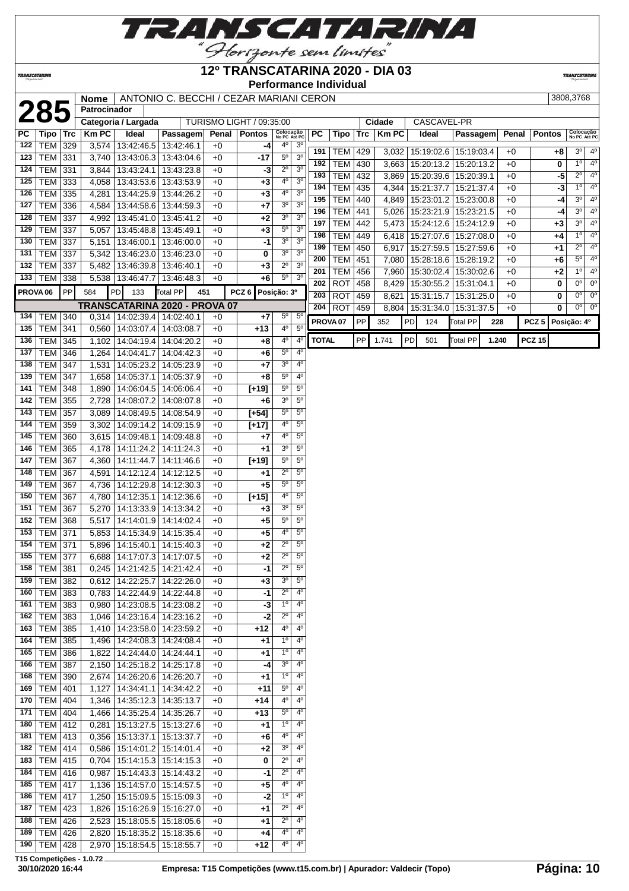# 12º TRANSCATARINA 2020 - DIA 03

**Performance Individual**

**285**

| Nome | ANTONIO C. BECCHI / CEZAR MARIANI CERON | 3808,3768 |
|---|---|---|
| Patrocinador | | |
| Categoria / Largada | TURISMO LIGHT / 09:35:00 | Cidade: CASCAVEL-PR |

| PC | Tipo | Trc | Km PC | Ideal | Passagem | Penal | Pontos | Colocação No PC | Colocação Até PC |
|---|---|---|---|---|---|---|---|---|---|
| 122 | TEM | 329 | 3,574 | 13:42:46.5 | 13:42:46.1 | +0 | -4 | 4º | 3º |
| 123 | TEM | 331 | 3,740 | 13:43:06.3 | 13:43:04.6 | +0 | -17 | 5º | 3º |
| 124 | TEM | 331 | 3,844 | 13:43:24.1 | 13:43:23.8 | +0 | -3 | 2º | 3º |
| 125 | TEM | 333 | 4,058 | 13:43:53.6 | 13:43:53.9 | +0 | +3 | 4º | 3º |
| 126 | TEM | 335 | 4,281 | 13:44:25.9 | 13:44:26.2 | +0 | +3 | 4º | 3º |
| 127 | TEM | 336 | 4,584 | 13:44:58.6 | 13:44:59.3 | +0 | +7 | 3º | 3º |
| 128 | TEM | 337 | 4,992 | 13:45:41.0 | 13:45:41.2 | +0 | +2 | 3º | 3º |
| 129 | TEM | 337 | 5,057 | 13:45:48.8 | 13:45:49.1 | +0 | +3 | 5º | 3º |
| 130 | TEM | 337 | 5,151 | 13:46:00.1 | 13:46:00.0 | +0 | -1 | 3º | 3º |
| 131 | TEM | 337 | 5,342 | 13:46:23.0 | 13:46:23.0 | +0 | 0 | 3º | 3º |
| 132 | TEM | 337 | 5,482 | 13:46:39.8 | 13:46:40.1 | +0 | +3 | 2º | 3º |
| 133 | TEM | 338 | 5,538 | 13:46:47.7 | 13:46:48.3 | +0 | +6 | 5º | 3º |
| PROVA 06 | PP | 584 | PD 133 | Total PP 451 | | | PCZ 6 | Posição: 3º | |
| **TRANSCATARINA 2020 - PROVA 07** | | | | | | | | | |
| 134 | TEM | 340 | 0,314 | 14:02:39.4 | 14:02:40.1 | +0 | +7 | 5º | 5º |
| 135 | TEM | 341 | 0,560 | 14:03:07.4 | 14:03:08.7 | +0 | +13 | 4º | 5º |
| 136 | TEM | 345 | 1,102 | 14:04:19.4 | 14:04:20.2 | +0 | +8 | 4º | 4º |
| 137 | TEM | 346 | 1,264 | 14:04:41.7 | 14:04:42.3 | +0 | +6 | 5º | 4º |
| 138 | TEM | 347 | 1,531 | 14:05:23.2 | 14:05:23.9 | +0 | +7 | 3º | 4º |
| 139 | TEM | 347 | 1,658 | 14:05:37.1 | 14:05:37.9 | +0 | +8 | 5º | 4º |
| 141 | TEM | 348 | 1,890 | 14:06:04.5 | 14:06:06.4 | +0 | [+19] | 5º | 5º |
| 142 | TEM | 355 | 2,728 | 14:08:07.2 | 14:08:07.8 | +0 | +6 | 3º | 5º |
| 143 | TEM | 357 | 3,089 | 14:08:49.5 | 14:08:54.9 | +0 | [+54] | 5º | 5º |
| 144 | TEM | 359 | 3,302 | 14:09:14.2 | 14:09:15.9 | +0 | [+17] | 4º | 5º |
| 145 | TEM | 360 | 3,615 | 14:09:48.1 | 14:09:48.8 | +0 | +7 | 4º | 5º |
| 146 | TEM | 365 | 4,178 | 14:11:24.2 | 14:11:24.3 | +0 | +1 | 3º | 5º |
| 147 | TEM | 367 | 4,360 | 14:11:44.7 | 14:11:46.6 | +0 | [+19] | 5º | 5º |
| 148 | TEM | 367 | 4,591 | 14:12:12.4 | 14:12:12.5 | +0 | +1 | 2º | 5º |
| 149 | TEM | 367 | 4,736 | 14:12:29.8 | 14:12:30.3 | +0 | +5 | 5º | 5º |
| 150 | TEM | 367 | 4,780 | 14:12:35.1 | 14:12:36.6 | +0 | [+15] | 4º | 5º |
| 151 | TEM | 367 | 5,270 | 14:13:33.9 | 14:13:34.2 | +0 | +3 | 3º | 5º |
| 152 | TEM | 368 | 5,517 | 14:14:01.9 | 14:14:02.4 | +0 | +5 | 5º | 5º |
| 153 | TEM | 371 | 5,853 | 14:15:34.9 | 14:15:35.4 | +0 | +5 | 4º | 5º |
| 154 | TEM | 371 | 5,896 | 14:15:40.1 | 14:15:40.3 | +0 | +2 | 2º | 5º |
| 155 | TEM | 377 | 6,688 | 14:17:07.3 | 14:17:07.5 | +0 | +2 | 2º | 5º |
| 158 | TEM | 381 | 0,245 | 14:21:42.5 | 14:21:42.4 | +0 | -1 | 2º | 5º |
| 159 | TEM | 382 | 0,612 | 14:22:25.7 | 14:22:26.0 | +0 | +3 | 3º | 5º |
| 160 | TEM | 383 | 0,783 | 14:22:44.9 | 14:22:44.8 | +0 | -1 | 2º | 4º |
| 161 | TEM | 383 | 0,980 | 14:23:08.5 | 14:23:08.2 | +0 | -3 | 1º | 4º |
| 162 | TEM | 383 | 1,046 | 14:23:16.4 | 14:23:16.2 | +0 | -2 | 2º | 4º |
| 163 | TEM | 385 | 1,410 | 14:23:58.0 | 14:23:59.2 | +0 | +12 | 4º | 4º |
| 164 | TEM | 385 | 1,496 | 14:24:08.3 | 14:24:08.4 | +0 | +1 | 1º | 4º |
| 165 | TEM | 386 | 1,822 | 14:24:44.0 | 14:24:44.1 | +0 | +1 | 1º | 4º |
| 166 | TEM | 387 | 2,150 | 14:25:18.2 | 14:25:17.8 | +0 | -4 | 3º | 4º |
| 168 | TEM | 390 | 2,674 | 14:26:20.6 | 14:26:20.7 | +0 | +1 | 1º | 4º |
| 169 | TEM | 401 | 1,127 | 14:34:41.1 | 14:34:42.2 | +0 | +11 | 5º | 4º |
| 170 | TEM | 404 | 1,346 | 14:35:12.3 | 14:35:13.7 | +0 | +14 | 4º | 4º |
| 171 | TEM | 404 | 1,466 | 14:35:25.4 | 14:35:26.7 | +0 | +13 | 5º | 4º |
| 180 | TEM | 412 | 0,281 | 15:13:27.5 | 15:13:27.6 | +0 | +1 | 1º | 4º |
| 181 | TEM | 413 | 0,356 | 15:13:37.1 | 15:13:37.7 | +0 | +6 | 4º | 4º |
| 182 | TEM | 414 | 0,586 | 15:14:01.2 | 15:14:01.4 | +0 | +2 | 3º | 4º |
| 183 | TEM | 415 | 0,704 | 15:14:15.3 | 15:14:15.3 | +0 | 0 | 2º | 4º |
| 184 | TEM | 416 | 0,987 | 15:14:43.3 | 15:14:43.2 | +0 | -1 | 2º | 4º |
| 185 | TEM | 417 | 1,136 | 15:14:57.0 | 15:14:57.5 | +0 | +5 | 4º | 4º |
| 186 | TEM | 417 | 1,250 | 15:15:09.5 | 15:15:09.3 | +0 | -2 | 1º | 4º |
| 187 | TEM | 423 | 1,826 | 15:16:26.9 | 15:16:27.0 | +0 | +1 | 2º | 4º |
| 188 | TEM | 426 | 2,523 | 15:18:05.5 | 15:18:05.6 | +0 | +1 | 2º | 4º |
| 189 | TEM | 426 | 2,820 | 15:18:35.2 | 15:18:35.6 | +0 | +4 | 4º | 4º |
| 190 | TEM | 428 | 2,970 | 15:18:54.5 | 15:18:55.7 | +0 | +12 | 4º | 4º |
| 191 | TEM | 429 | 3,032 | 15:19:02.6 | 15:19:03.4 | +0 | +8 | 3º | 4º |
| 192 | TEM | 430 | 3,663 | 15:20:13.2 | 15:20:13.2 | +0 | 0 | 1º | 4º |
| 193 | TEM | 432 | 3,869 | 15:20:39.6 | 15:20:39.1 | +0 | -5 | 2º | 4º |
| 194 | TEM | 435 | 4,344 | 15:21:37.7 | 15:21:37.4 | +0 | -3 | 1º | 4º |
| 195 | TEM | 440 | 4,849 | 15:23:01.2 | 15:23:00.8 | +0 | -4 | 3º | 4º |
| 196 | TEM | 441 | 5,026 | 15:23:21.9 | 15:23:21.5 | +0 | -4 | 3º | 4º |
| 197 | TEM | 442 | 5,473 | 15:24:12.6 | 15:24:12.9 | +0 | +3 | 3º | 4º |
| 198 | TEM | 449 | 6,418 | 15:27:07.6 | 15:27:08.0 | +0 | +4 | 1º | 4º |
| 199 | TEM | 450 | 6,917 | 15:27:59.5 | 15:27:59.6 | +0 | +1 | 2º | 4º |
| 200 | TEM | 451 | 7,080 | 15:28:18.6 | 15:28:19.2 | +0 | +6 | 5º | 4º |
| 201 | TEM | 456 | 7,960 | 15:30:02.4 | 15:30:02.6 | +0 | +2 | 1º | 4º |
| 202 | ROT | 458 | 8,429 | 15:30:55.2 | 15:31:04.1 | +0 | 0 | 0º | 0º |
| 203 | ROT | 459 | 8,621 | 15:31:15.7 | 15:31:25.0 | +0 | 0 | 0º | 0º |
| 204 | ROT | 459 | 8,804 | 15:31:34.0 | 15:31:37.5 | +0 | 0 | 0º | 0º |
| PROVA 07 | PP | 352 | PD 124 | Total PP 228 | | | PCZ 5 | Posição: 4º | |
| TOTAL | PP | 1.741 | PD 501 | Total PP 1.240 | | | PCZ 15 | | |

T15 Competições - 1.0.72

30/10/2020 16:44 — Empresa: T15 Competições (www.t15.com.br) | Apurador: Valdecir (Topo)